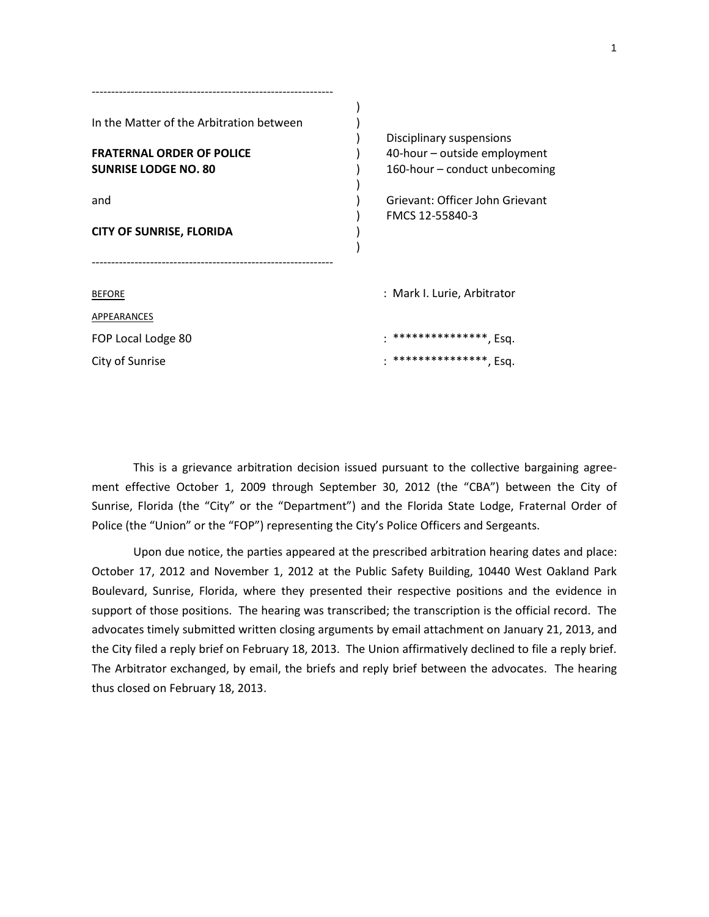In the Matter of the Arbitration between

**FRATERNAL ORDER OF POLICE**
**SUNRISE LODGE NO. 80**

and

**CITY OF SUNRISE, FLORIDA**

Disciplinary suspensions
40-hour – outside employment
160-hour – conduct unbecoming

Grievant: Officer John Grievant
FMCS 12-55840-3

| | |
|---|---|
| BEFORE | : Mark I. Lurie, Arbitrator |
| APPEARANCES | |
| FOP Local Lodge 80 | : ***************, Esq. |
| City of Sunrise | : ***************, Esq. |

This is a grievance arbitration decision issued pursuant to the collective bargaining agreement effective October 1, 2009 through September 30, 2012 (the "CBA") between the City of Sunrise, Florida (the "City" or the "Department") and the Florida State Lodge, Fraternal Order of Police (the "Union" or the "FOP") representing the City's Police Officers and Sergeants.

Upon due notice, the parties appeared at the prescribed arbitration hearing dates and place: October 17, 2012 and November 1, 2012 at the Public Safety Building, 10440 West Oakland Park Boulevard, Sunrise, Florida, where they presented their respective positions and the evidence in support of those positions. The hearing was transcribed; the transcription is the official record. The advocates timely submitted written closing arguments by email attachment on January 21, 2013, and the City filed a reply brief on February 18, 2013. The Union affirmatively declined to file a reply brief. The Arbitrator exchanged, by email, the briefs and reply brief between the advocates. The hearing thus closed on February 18, 2013.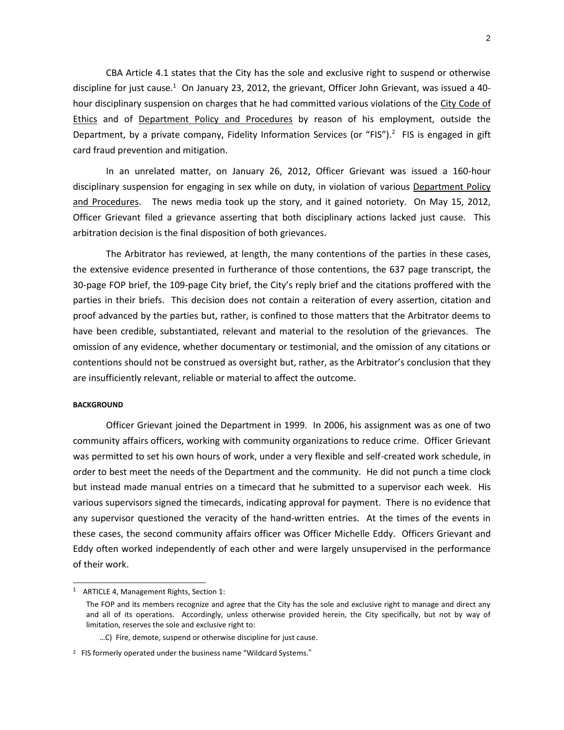CBA Article 4.1 states that the City has the sole and exclusive right to suspend or otherwise discipline for just cause.[1] On January 23, 2012, the grievant, Officer John Grievant, was issued a 40-hour disciplinary suspension on charges that he had committed various violations of the City Code of Ethics and of Department Policy and Procedures by reason of his employment, outside the Department, by a private company, Fidelity Information Services (or "FIS").[2] FIS is engaged in gift card fraud prevention and mitigation.

In an unrelated matter, on January 26, 2012, Officer Grievant was issued a 160-hour disciplinary suspension for engaging in sex while on duty, in violation of various Department Policy and Procedures. The news media took up the story, and it gained notoriety. On May 15, 2012, Officer Grievant filed a grievance asserting that both disciplinary actions lacked just cause. This arbitration decision is the final disposition of both grievances.

The Arbitrator has reviewed, at length, the many contentions of the parties in these cases, the extensive evidence presented in furtherance of those contentions, the 637 page transcript, the 30-page FOP brief, the 109-page City brief, the City's reply brief and the citations proffered with the parties in their briefs. This decision does not contain a reiteration of every assertion, citation and proof advanced by the parties but, rather, is confined to those matters that the Arbitrator deems to have been credible, substantiated, relevant and material to the resolution of the grievances. The omission of any evidence, whether documentary or testimonial, and the omission of any citations or contentions should not be construed as oversight but, rather, as the Arbitrator's conclusion that they are insufficiently relevant, reliable or material to affect the outcome.

**BACKGROUND**

Officer Grievant joined the Department in 1999. In 2006, his assignment was as one of two community affairs officers, working with community organizations to reduce crime. Officer Grievant was permitted to set his own hours of work, under a very flexible and self-created work schedule, in order to best meet the needs of the Department and the community. He did not punch a time clock but instead made manual entries on a timecard that he submitted to a supervisor each week. His various supervisors signed the timecards, indicating approval for payment. There is no evidence that any supervisor questioned the veracity of the hand-written entries. At the times of the events in these cases, the second community affairs officer was Officer Michelle Eddy. Officers Grievant and Eddy often worked independently of each other and were largely unsupervised in the performance of their work.

---

[1] ARTICLE 4, Management Rights, Section 1:

The FOP and its members recognize and agree that the City has the sole and exclusive right to manage and direct any and all of its operations. Accordingly, unless otherwise provided herein, the City specifically, but not by way of limitation, reserves the sole and exclusive right to:

…C) Fire, demote, suspend or otherwise discipline for just cause.

[2] FIS formerly operated under the business name "Wildcard Systems."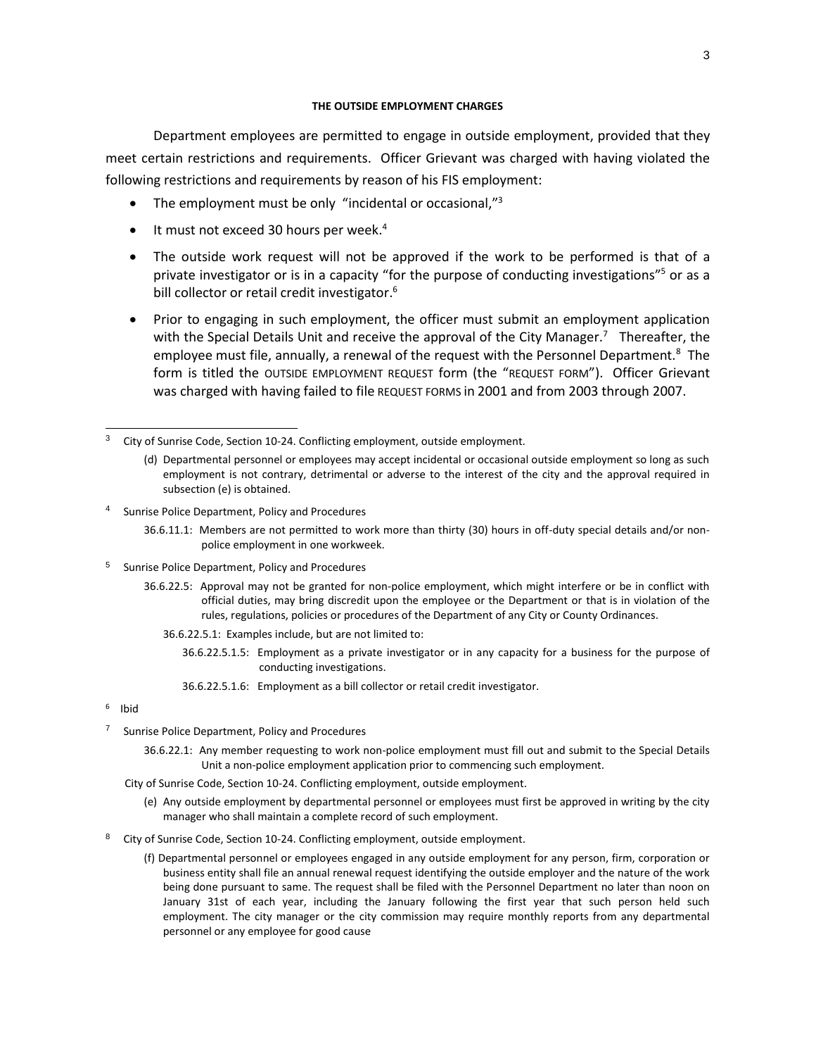**THE OUTSIDE EMPLOYMENT CHARGES**

Department employees are permitted to engage in outside employment, provided that they meet certain restrictions and requirements. Officer Grievant was charged with having violated the following restrictions and requirements by reason of his FIS employment:

- The employment must be only "incidental or occasional,"[3]
- It must not exceed 30 hours per week.[4]
- The outside work request will not be approved if the work to be performed is that of a private investigator or is in a capacity "for the purpose of conducting investigations"[5] or as a bill collector or retail credit investigator.[6]
- Prior to engaging in such employment, the officer must submit an employment application with the Special Details Unit and receive the approval of the City Manager.[7] Thereafter, the employee must file, annually, a renewal of the request with the Personnel Department.[8] The form is titled the OUTSIDE EMPLOYMENT REQUEST form (the "REQUEST FORM"). Officer Grievant was charged with having failed to file REQUEST FORMS in 2001 and from 2003 through 2007.

---

[3] City of Sunrise Code, Section 10-24. Conflicting employment, outside employment.

(d) Departmental personnel or employees may accept incidental or occasional outside employment so long as such employment is not contrary, detrimental or adverse to the interest of the city and the approval required in subsection (e) is obtained.

[4] Sunrise Police Department, Policy and Procedures

36.6.11.1: Members are not permitted to work more than thirty (30) hours in off-duty special details and/or non-police employment in one workweek.

[5] Sunrise Police Department, Policy and Procedures

36.6.22.5: Approval may not be granted for non-police employment, which might interfere or be in conflict with official duties, may bring discredit upon the employee or the Department or that is in violation of the rules, regulations, policies or procedures of the Department of any City or County Ordinances.

36.6.22.5.1: Examples include, but are not limited to:

36.6.22.5.1.5: Employment as a private investigator or in any capacity for a business for the purpose of conducting investigations.

36.6.22.5.1.6: Employment as a bill collector or retail credit investigator.

[6] Ibid

[7] Sunrise Police Department, Policy and Procedures

36.6.22.1: Any member requesting to work non-police employment must fill out and submit to the Special Details Unit a non-police employment application prior to commencing such employment.

City of Sunrise Code, Section 10-24. Conflicting employment, outside employment.

(e) Any outside employment by departmental personnel or employees must first be approved in writing by the city manager who shall maintain a complete record of such employment.

[8] City of Sunrise Code, Section 10-24. Conflicting employment, outside employment.

(f) Departmental personnel or employees engaged in any outside employment for any person, firm, corporation or business entity shall file an annual renewal request identifying the outside employer and the nature of the work being done pursuant to same. The request shall be filed with the Personnel Department no later than noon on January 31st of each year, including the January following the first year that such person held such employment. The city manager or the city commission may require monthly reports from any departmental personnel or any employee for good cause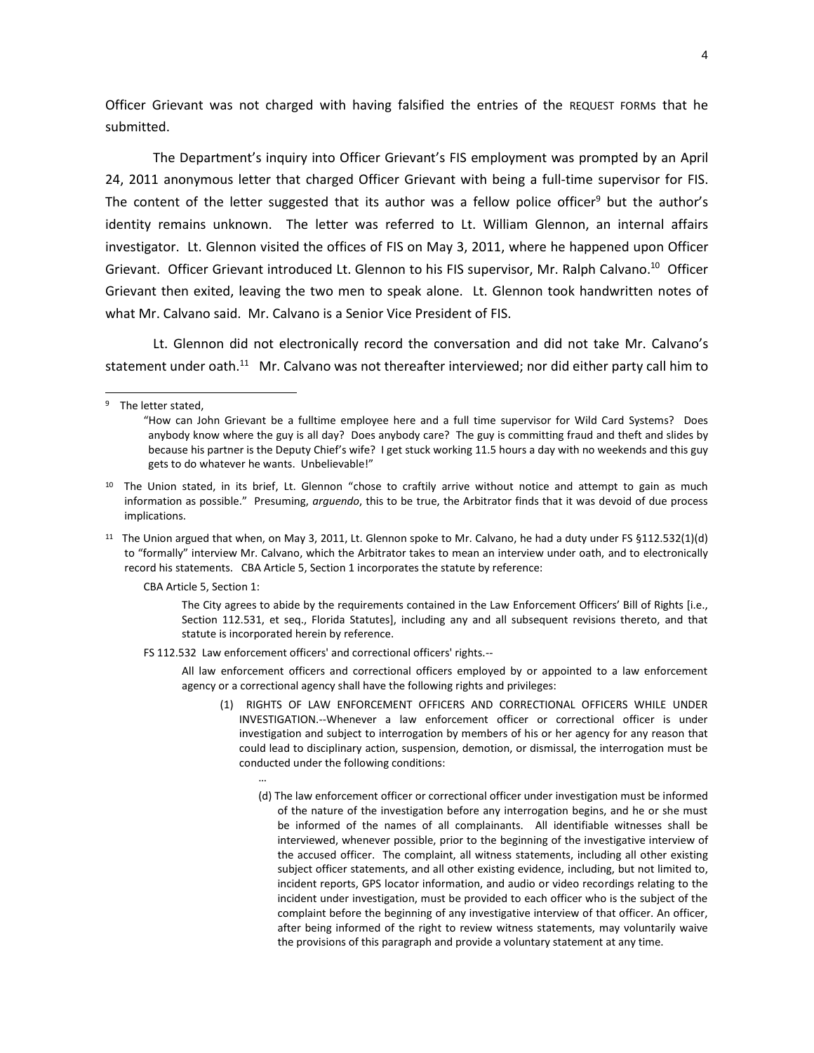Officer Grievant was not charged with having falsified the entries of the REQUEST FORMs that he submitted.

The Department's inquiry into Officer Grievant's FIS employment was prompted by an April 24, 2011 anonymous letter that charged Officer Grievant with being a full-time supervisor for FIS. The content of the letter suggested that its author was a fellow police officer[9] but the author's identity remains unknown. The letter was referred to Lt. William Glennon, an internal affairs investigator. Lt. Glennon visited the offices of FIS on May 3, 2011, where he happened upon Officer Grievant. Officer Grievant introduced Lt. Glennon to his FIS supervisor, Mr. Ralph Calvano.[10] Officer Grievant then exited, leaving the two men to speak alone. Lt. Glennon took handwritten notes of what Mr. Calvano said. Mr. Calvano is a Senior Vice President of FIS.

Lt. Glennon did not electronically record the conversation and did not take Mr. Calvano's statement under oath.[11] Mr. Calvano was not thereafter interviewed; nor did either party call him to

---

[9] The letter stated,

> "How can John Grievant be a fulltime employee here and a full time supervisor for Wild Card Systems? Does anybody know where the guy is all day? Does anybody care? The guy is committing fraud and theft and slides by because his partner is the Deputy Chief's wife? I get stuck working 11.5 hours a day with no weekends and this guy gets to do whatever he wants. Unbelievable!"

[10] The Union stated, in its brief, Lt. Glennon "chose to craftily arrive without notice and attempt to gain as much information as possible." Presuming, *arguendo*, this to be true, the Arbitrator finds that it was devoid of due process implications.

[11] The Union argued that when, on May 3, 2011, Lt. Glennon spoke to Mr. Calvano, he had a duty under FS §112.532(1)(d) to "formally" interview Mr. Calvano, which the Arbitrator takes to mean an interview under oath, and to electronically record his statements. CBA Article 5, Section 1 incorporates the statute by reference:

CBA Article 5, Section 1:

> The City agrees to abide by the requirements contained in the Law Enforcement Officers' Bill of Rights [i.e., Section 112.531, et seq., Florida Statutes], including any and all subsequent revisions thereto, and that statute is incorporated herein by reference.

FS 112.532 Law enforcement officers' and correctional officers' rights.--

> All law enforcement officers and correctional officers employed by or appointed to a law enforcement agency or a correctional agency shall have the following rights and privileges:
>
> (1) RIGHTS OF LAW ENFORCEMENT OFFICERS AND CORRECTIONAL OFFICERS WHILE UNDER INVESTIGATION.--Whenever a law enforcement officer or correctional officer is under investigation and subject to interrogation by members of his or her agency for any reason that could lead to disciplinary action, suspension, demotion, or dismissal, the interrogation must be conducted under the following conditions:
>
> …
>
> (d) The law enforcement officer or correctional officer under investigation must be informed of the nature of the investigation before any interrogation begins, and he or she must be informed of the names of all complainants. All identifiable witnesses shall be interviewed, whenever possible, prior to the beginning of the investigative interview of the accused officer. The complaint, all witness statements, including all other existing subject officer statements, and all other existing evidence, including, but not limited to, incident reports, GPS locator information, and audio or video recordings relating to the incident under investigation, must be provided to each officer who is the subject of the complaint before the beginning of any investigative interview of that officer. An officer, after being informed of the right to review witness statements, may voluntarily waive the provisions of this paragraph and provide a voluntary statement at any time.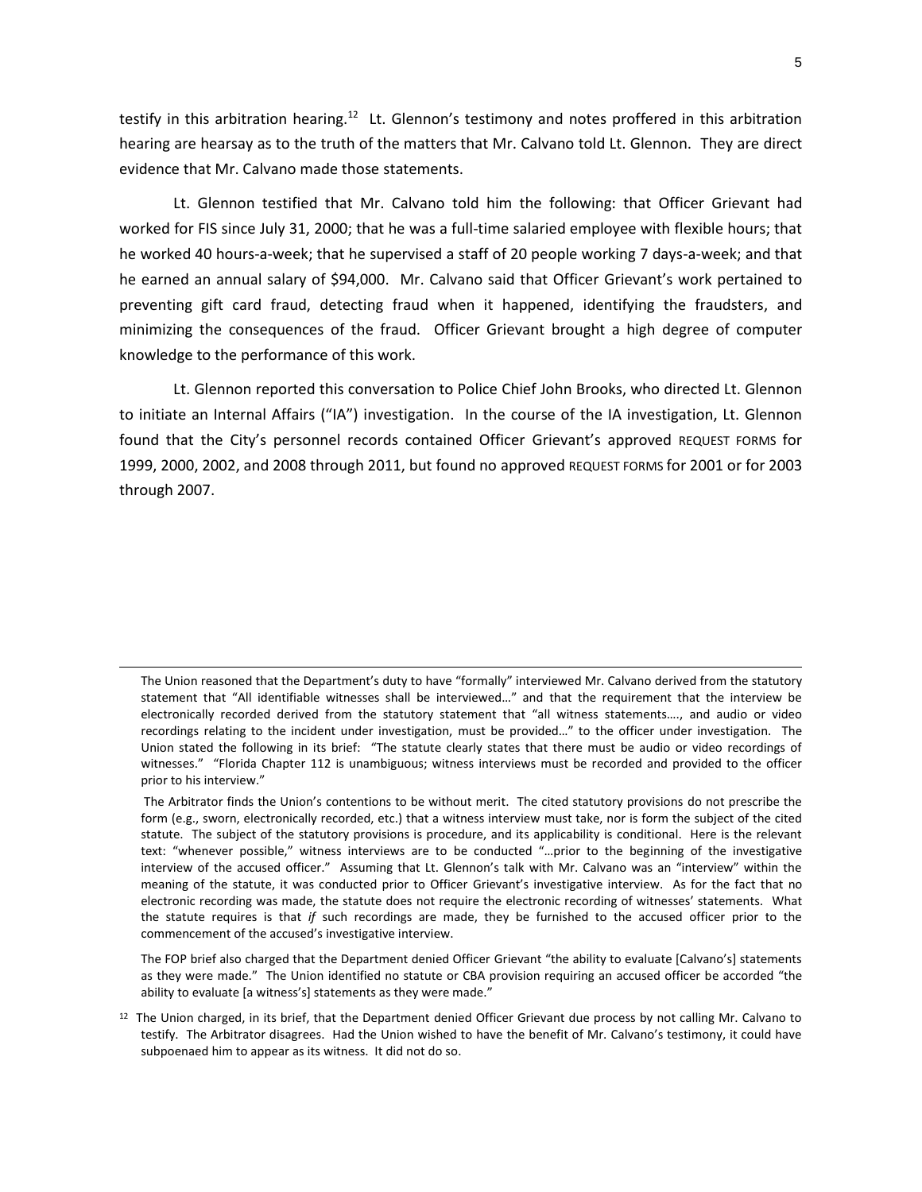testify in this arbitration hearing.[12] Lt. Glennon's testimony and notes proffered in this arbitration hearing are hearsay as to the truth of the matters that Mr. Calvano told Lt. Glennon. They are direct evidence that Mr. Calvano made those statements.

Lt. Glennon testified that Mr. Calvano told him the following: that Officer Grievant had worked for FIS since July 31, 2000; that he was a full-time salaried employee with flexible hours; that he worked 40 hours-a-week; that he supervised a staff of 20 people working 7 days-a-week; and that he earned an annual salary of $94,000. Mr. Calvano said that Officer Grievant's work pertained to preventing gift card fraud, detecting fraud when it happened, identifying the fraudsters, and minimizing the consequences of the fraud. Officer Grievant brought a high degree of computer knowledge to the performance of this work.

Lt. Glennon reported this conversation to Police Chief John Brooks, who directed Lt. Glennon to initiate an Internal Affairs ("IA") investigation. In the course of the IA investigation, Lt. Glennon found that the City's personnel records contained Officer Grievant's approved REQUEST FORMS for 1999, 2000, 2002, and 2008 through 2011, but found no approved REQUEST FORMS for 2001 or for 2003 through 2007.

---

The Union reasoned that the Department's duty to have "formally" interviewed Mr. Calvano derived from the statutory statement that "All identifiable witnesses shall be interviewed…" and that the requirement that the interview be electronically recorded derived from the statutory statement that "all witness statements…., and audio or video recordings relating to the incident under investigation, must be provided…" to the officer under investigation. The Union stated the following in its brief: "The statute clearly states that there must be audio or video recordings of witnesses." "Florida Chapter 112 is unambiguous; witness interviews must be recorded and provided to the officer prior to his interview."

The Arbitrator finds the Union's contentions to be without merit. The cited statutory provisions do not prescribe the form (e.g., sworn, electronically recorded, etc.) that a witness interview must take, nor is form the subject of the cited statute. The subject of the statutory provisions is procedure, and its applicability is conditional. Here is the relevant text: "whenever possible," witness interviews are to be conducted "…prior to the beginning of the investigative interview of the accused officer." Assuming that Lt. Glennon's talk with Mr. Calvano was an "interview" within the meaning of the statute, it was conducted prior to Officer Grievant's investigative interview. As for the fact that no electronic recording was made, the statute does not require the electronic recording of witnesses' statements. What the statute requires is that *if* such recordings are made, they be furnished to the accused officer prior to the commencement of the accused's investigative interview.

The FOP brief also charged that the Department denied Officer Grievant "the ability to evaluate [Calvano's] statements as they were made." The Union identified no statute or CBA provision requiring an accused officer be accorded "the ability to evaluate [a witness's] statements as they were made."

[12] The Union charged, in its brief, that the Department denied Officer Grievant due process by not calling Mr. Calvano to testify. The Arbitrator disagrees. Had the Union wished to have the benefit of Mr. Calvano's testimony, it could have subpoenaed him to appear as its witness. It did not do so.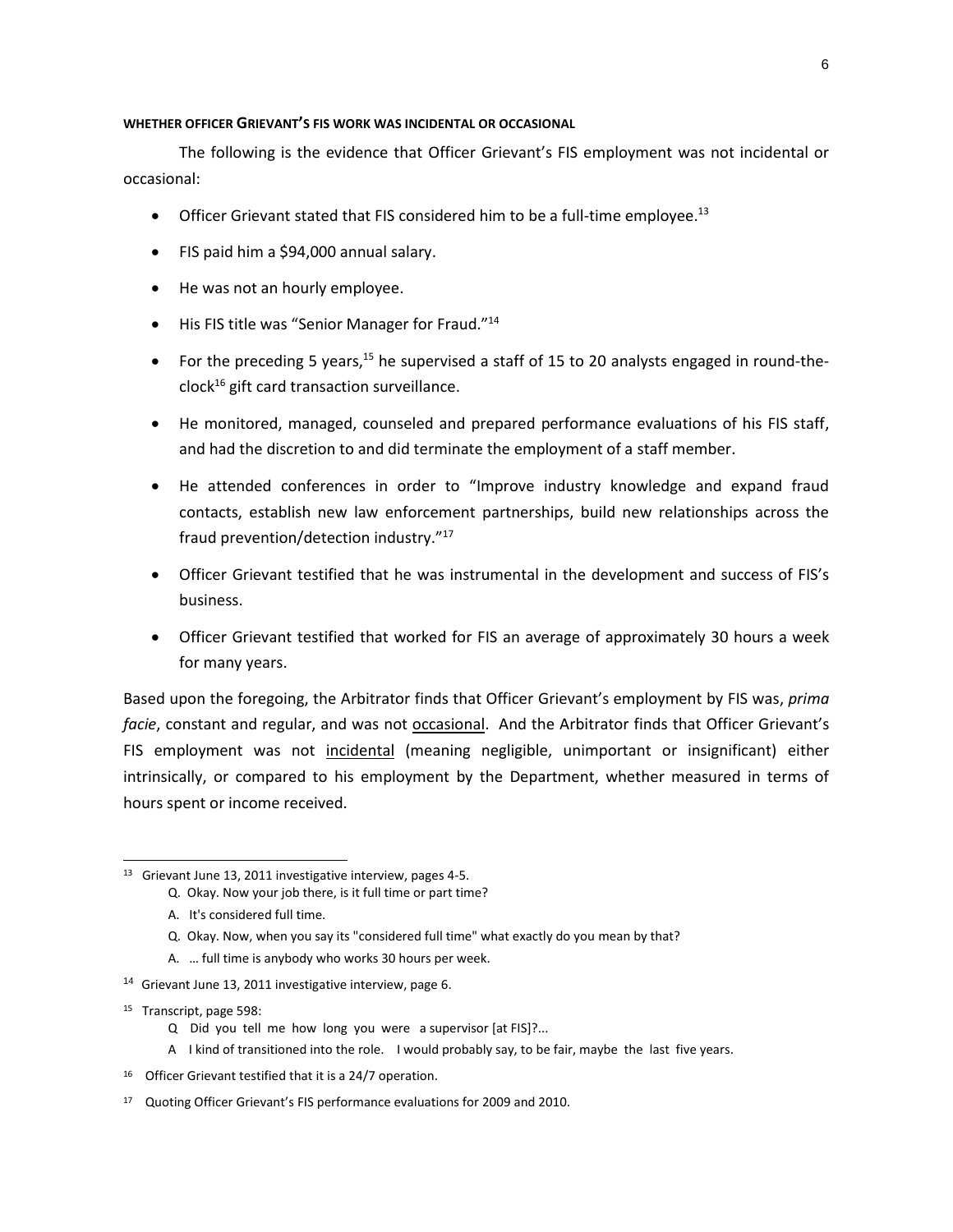#### WHETHER OFFICER GRIEVANT'S FIS WORK WAS INCIDENTAL OR OCCASIONAL

The following is the evidence that Officer Grievant's FIS employment was not incidental or occasional:

- Officer Grievant stated that FIS considered him to be a full-time employee.[13]
- FIS paid him a $94,000 annual salary.
- He was not an hourly employee.
- His FIS title was "Senior Manager for Fraud."[14]
- For the preceding 5 years,[15] he supervised a staff of 15 to 20 analysts engaged in round-the-clock[16] gift card transaction surveillance.
- He monitored, managed, counseled and prepared performance evaluations of his FIS staff, and had the discretion to and did terminate the employment of a staff member.
- He attended conferences in order to "Improve industry knowledge and expand fraud contacts, establish new law enforcement partnerships, build new relationships across the fraud prevention/detection industry."[17]
- Officer Grievant testified that he was instrumental in the development and success of FIS's business.
- Officer Grievant testified that worked for FIS an average of approximately 30 hours a week for many years.

Based upon the foregoing, the Arbitrator finds that Officer Grievant's employment by FIS was, *prima facie*, constant and regular, and was not <u>occasional</u>. And the Arbitrator finds that Officer Grievant's FIS employment was not <u>incidental</u> (meaning negligible, unimportant or insignificant) either intrinsically, or compared to his employment by the Department, whether measured in terms of hours spent or income received.

---

[13] Grievant June 13, 2011 investigative interview, pages 4-5.

> Q. Okay. Now your job there, is it full time or part time?
>
> A. It's considered full time.
>
> Q. Okay. Now, when you say its "considered full time" what exactly do you mean by that?
>
> A. … full time is anybody who works 30 hours per week.

[14] Grievant June 13, 2011 investigative interview, page 6.

[15] Transcript, page 598:

> Q Did you tell me how long you were a supervisor [at FIS]?...
>
> A I kind of transitioned into the role. I would probably say, to be fair, maybe the last five years.

[16] Officer Grievant testified that it is a 24/7 operation.

[17] Quoting Officer Grievant's FIS performance evaluations for 2009 and 2010.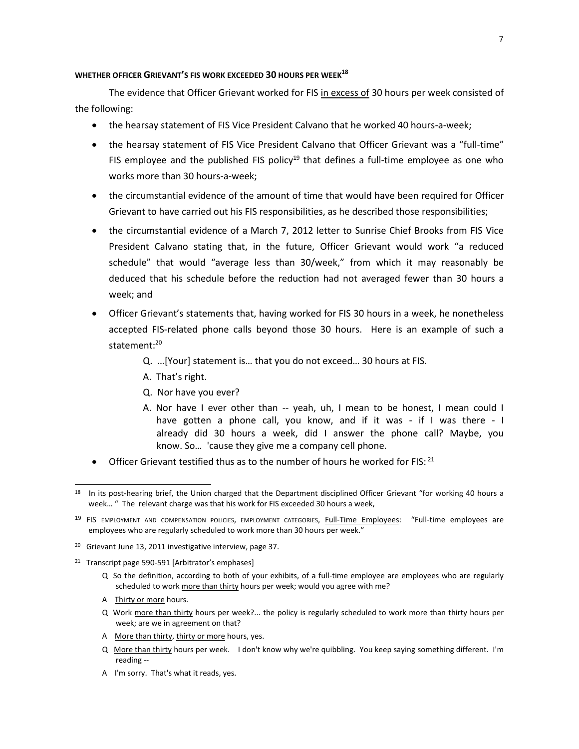**WHETHER OFFICER GRIEVANT'S FIS WORK EXCEEDED 30 HOURS PER WEEK**[18]

The evidence that Officer Grievant worked for FIS <u>in excess of</u> 30 hours per week consisted of the following:

- the hearsay statement of FIS Vice President Calvano that he worked 40 hours-a-week;
- the hearsay statement of FIS Vice President Calvano that Officer Grievant was a "full-time" FIS employee and the published FIS policy[19] that defines a full-time employee as one who works more than 30 hours-a-week;
- the circumstantial evidence of the amount of time that would have been required for Officer Grievant to have carried out his FIS responsibilities, as he described those responsibilities;
- the circumstantial evidence of a March 7, 2012 letter to Sunrise Chief Brooks from FIS Vice President Calvano stating that, in the future, Officer Grievant would work "a reduced schedule" that would "average less than 30/week," from which it may reasonably be deduced that his schedule before the reduction had not averaged fewer than 30 hours a week; and
- Officer Grievant's statements that, having worked for FIS 30 hours in a week, he nonetheless accepted FIS-related phone calls beyond those 30 hours. Here is an example of such a statement:[20]

  Q. …[Your] statement is… that you do not exceed… 30 hours at FIS.

  A. That's right.

  Q. Nor have you ever?

  A. Nor have I ever other than -- yeah, uh, I mean to be honest, I mean could I have gotten a phone call, you know, and if it was - if I was there - I already did 30 hours a week, did I answer the phone call? Maybe, you know. So… 'cause they give me a company cell phone.

- Officer Grievant testified thus as to the number of hours he worked for FIS:[21]

---

[18] In its post-hearing brief, the Union charged that the Department disciplined Officer Grievant "for working 40 hours a week… " The relevant charge was that his work for FIS exceeded 30 hours a week,

[19] FIS EMPLOYMENT AND COMPENSATION POLICIES, EMPLOYMENT CATEGORIES, <u>Full-Time Employees</u>: "Full-time employees are employees who are regularly scheduled to work more than 30 hours per week."

[20] Grievant June 13, 2011 investigative interview, page 37.

[21] Transcript page 590-591 [Arbitrator's emphases]

Q So the definition, according to both of your exhibits, of a full-time employee are employees who are regularly scheduled to work <u>more than thirty</u> hours per week; would you agree with me?

A <u>Thirty or more</u> hours.

Q Work <u>more than thirty</u> hours per week?... the policy is regularly scheduled to work more than thirty hours per week; are we in agreement on that?

A <u>More than thirty</u>, <u>thirty or more</u> hours, yes.

Q <u>More than thirty</u> hours per week. I don't know why we're quibbling. You keep saying something different. I'm reading --

A I'm sorry. That's what it reads, yes.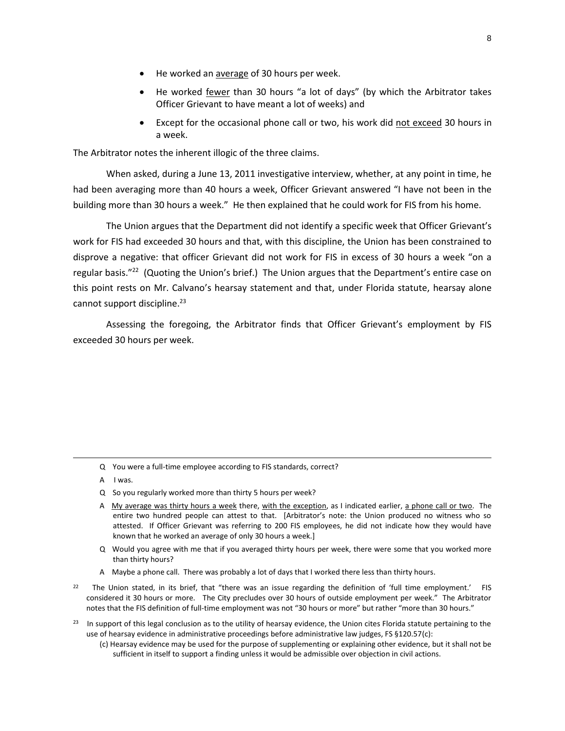- He worked an <u>average</u> of 30 hours per week.
- He worked <u>fewer</u> than 30 hours "a lot of days" (by which the Arbitrator takes Officer Grievant to have meant a lot of weeks) and
- Except for the occasional phone call or two, his work did <u>not exceed</u> 30 hours in a week.

The Arbitrator notes the inherent illogic of the three claims.

When asked, during a June 13, 2011 investigative interview, whether, at any point in time, he had been averaging more than 40 hours a week, Officer Grievant answered "I have not been in the building more than 30 hours a week." He then explained that he could work for FIS from his home.

The Union argues that the Department did not identify a specific week that Officer Grievant's work for FIS had exceeded 30 hours and that, with this discipline, the Union has been constrained to disprove a negative: that officer Grievant did not work for FIS in excess of 30 hours a week "on a regular basis."[22] (Quoting the Union's brief.) The Union argues that the Department's entire case on this point rests on Mr. Calvano's hearsay statement and that, under Florida statute, hearsay alone cannot support discipline.[23]

Assessing the foregoing, the Arbitrator finds that Officer Grievant's employment by FIS exceeded 30 hours per week.

---

> Q You were a full-time employee according to FIS standards, correct?
>
> A I was.
>
> Q So you regularly worked more than thirty 5 hours per week?
>
> A <u>My average was thirty hours a week</u> there, <u>with the exception</u>, as I indicated earlier, <u>a phone call or two</u>. The entire two hundred people can attest to that. [Arbitrator's note: the Union produced no witness who so attested. If Officer Grievant was referring to 200 FIS employees, he did not indicate how they would have known that he worked an average of only 30 hours a week.]
>
> Q Would you agree with me that if you averaged thirty hours per week, there were some that you worked more than thirty hours?
>
> A Maybe a phone call. There was probably a lot of days that I worked there less than thirty hours.

[22] The Union stated, in its brief, that "there was an issue regarding the definition of 'full time employment.' FIS considered it 30 hours or more. The City precludes over 30 hours of outside employment per week." The Arbitrator notes that the FIS definition of full-time employment was not "30 hours or more" but rather "more than 30 hours."

[23] In support of this legal conclusion as to the utility of hearsay evidence, the Union cites Florida statute pertaining to the use of hearsay evidence in administrative proceedings before administrative law judges, FS §120.57(c):

> (c) Hearsay evidence may be used for the purpose of supplementing or explaining other evidence, but it shall not be sufficient in itself to support a finding unless it would be admissible over objection in civil actions.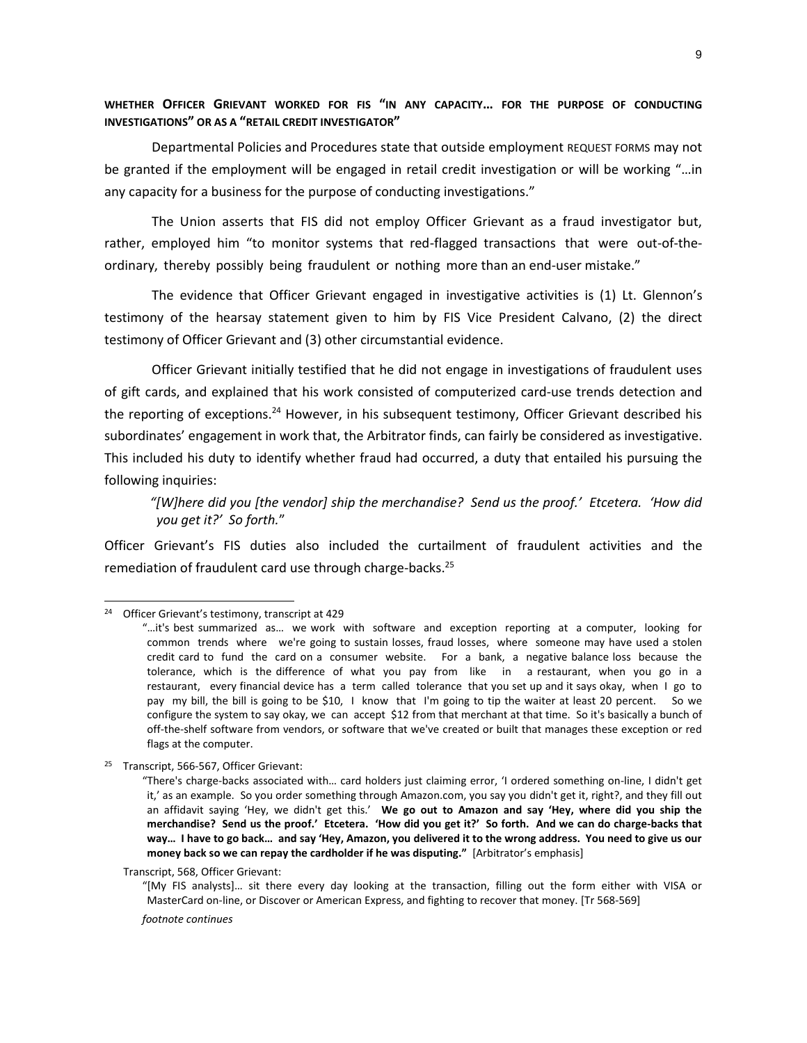**WHETHER OFFICER GRIEVANT WORKED FOR FIS "IN ANY CAPACITY… FOR THE PURPOSE OF CONDUCTING INVESTIGATIONS" OR AS A "RETAIL CREDIT INVESTIGATOR"**

Departmental Policies and Procedures state that outside employment REQUEST FORMS may not be granted if the employment will be engaged in retail credit investigation or will be working "…in any capacity for a business for the purpose of conducting investigations."

The Union asserts that FIS did not employ Officer Grievant as a fraud investigator but, rather, employed him "to monitor systems that red-flagged transactions that were out-of-the-ordinary, thereby possibly being fraudulent or nothing more than an end-user mistake."

The evidence that Officer Grievant engaged in investigative activities is (1) Lt. Glennon's testimony of the hearsay statement given to him by FIS Vice President Calvano, (2) the direct testimony of Officer Grievant and (3) other circumstantial evidence.

Officer Grievant initially testified that he did not engage in investigations of fraudulent uses of gift cards, and explained that his work consisted of computerized card-use trends detection and the reporting of exceptions.[24] However, in his subsequent testimony, Officer Grievant described his subordinates' engagement in work that, the Arbitrator finds, can fairly be considered as investigative. This included his duty to identify whether fraud had occurred, a duty that entailed his pursuing the following inquiries:

> *"[W]here did you [the vendor] ship the merchandise? Send us the proof.' Etcetera. 'How did you get it?' So forth."*

Officer Grievant's FIS duties also included the curtailment of fraudulent activities and the remediation of fraudulent card use through charge-backs.[25]

---

[24] Officer Grievant's testimony, transcript at 429

"…it's best summarized as… we work with software and exception reporting at a computer, looking for common trends where we're going to sustain losses, fraud losses, where someone may have used a stolen credit card to fund the card on a consumer website. For a bank, a negative balance loss because the tolerance, which is the difference of what you pay from like in a restaurant, when you go in a restaurant, every financial device has a term called tolerance that you set up and it says okay, when I go to pay my bill, the bill is going to be $10, I know that I'm going to tip the waiter at least 20 percent. So we configure the system to say okay, we can accept $12 from that merchant at that time. So it's basically a bunch of off-the-shelf software from vendors, or software that we've created or built that manages these exception or red flags at the computer.

[25] Transcript, 566-567, Officer Grievant:

"There's charge-backs associated with… card holders just claiming error, 'I ordered something on-line, I didn't get it,' as an example. So you order something through Amazon.com, you say you didn't get it, right?, and they fill out an affidavit saying 'Hey, we didn't get this.' **We go out to Amazon and say 'Hey, where did you ship the merchandise? Send us the proof.' Etcetera. 'How did you get it?' So forth. And we can do charge-backs that way… I have to go back… and say 'Hey, Amazon, you delivered it to the wrong address. You need to give us our money back so we can repay the cardholder if he was disputing."** [Arbitrator's emphasis]

Transcript, 568, Officer Grievant:

"[My FIS analysts]… sit there every day looking at the transaction, filling out the form either with VISA or MasterCard on-line, or Discover or American Express, and fighting to recover that money. [Tr 568-569]

*footnote continues*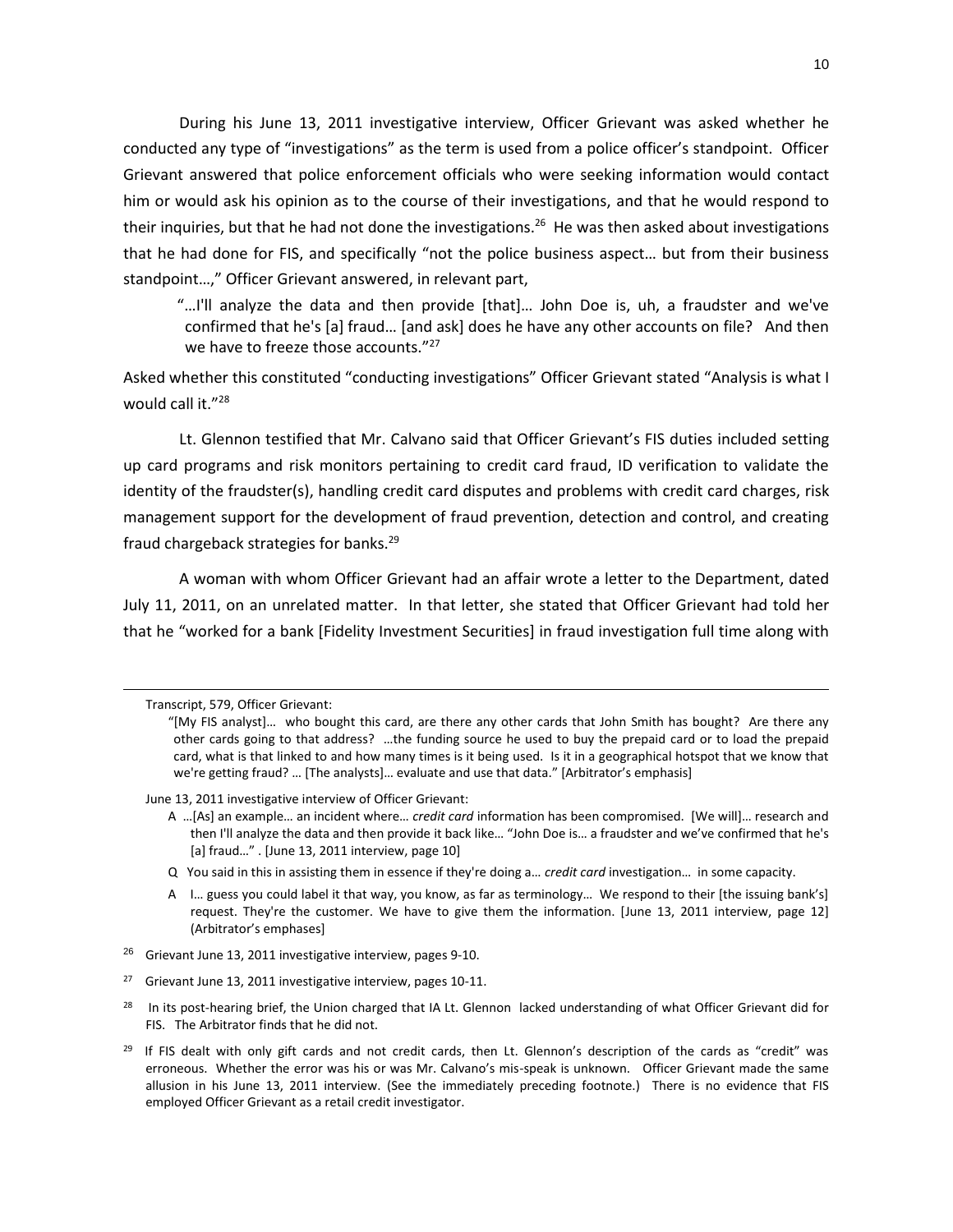During his June 13, 2011 investigative interview, Officer Grievant was asked whether he conducted any type of "investigations" as the term is used from a police officer's standpoint. Officer Grievant answered that police enforcement officials who were seeking information would contact him or would ask his opinion as to the course of their investigations, and that he would respond to their inquiries, but that he had not done the investigations.[26] He was then asked about investigations that he had done for FIS, and specifically "not the police business aspect… but from their business standpoint…," Officer Grievant answered, in relevant part,

> "…I'll analyze the data and then provide [that]… John Doe is, uh, a fraudster and we've confirmed that he's [a] fraud… [and ask] does he have any other accounts on file? And then we have to freeze those accounts."[27]

Asked whether this constituted "conducting investigations" Officer Grievant stated "Analysis is what I would call it."[28]

Lt. Glennon testified that Mr. Calvano said that Officer Grievant's FIS duties included setting up card programs and risk monitors pertaining to credit card fraud, ID verification to validate the identity of the fraudster(s), handling credit card disputes and problems with credit card charges, risk management support for the development of fraud prevention, detection and control, and creating fraud chargeback strategies for banks.[29]

A woman with whom Officer Grievant had an affair wrote a letter to the Department, dated July 11, 2011, on an unrelated matter. In that letter, she stated that Officer Grievant had told her that he "worked for a bank [Fidelity Investment Securities] in fraud investigation full time along with

---

Transcript, 579, Officer Grievant:

> "[My FIS analyst]… who bought this card, are there any other cards that John Smith has bought? Are there any other cards going to that address? …the funding source he used to buy the prepaid card or to load the prepaid card, what is that linked to and how many times is it being used. Is it in a geographical hotspot that we know that we're getting fraud? … [The analysts]… evaluate and use that data." [Arbitrator's emphasis]

June 13, 2011 investigative interview of Officer Grievant:

> A …[As] an example… an incident where… *credit card* information has been compromised. [We will]… research and then I'll analyze the data and then provide it back like… "John Doe is… a fraudster and we've confirmed that he's [a] fraud…" . [June 13, 2011 interview, page 10]
>
> Q You said in this in assisting them in essence if they're doing a… *credit card* investigation… in some capacity.
>
> A I… guess you could label it that way, you know, as far as terminology… We respond to their [the issuing bank's] request. They're the customer. We have to give them the information. [June 13, 2011 interview, page 12] (Arbitrator's emphases]

[26] Grievant June 13, 2011 investigative interview, pages 9-10.

[27] Grievant June 13, 2011 investigative interview, pages 10-11.

[28] In its post-hearing brief, the Union charged that IA Lt. Glennon lacked understanding of what Officer Grievant did for FIS. The Arbitrator finds that he did not.

[29] If FIS dealt with only gift cards and not credit cards, then Lt. Glennon's description of the cards as "credit" was erroneous. Whether the error was his or was Mr. Calvano's mis-speak is unknown. Officer Grievant made the same allusion in his June 13, 2011 interview. (See the immediately preceding footnote.) There is no evidence that FIS employed Officer Grievant as a retail credit investigator.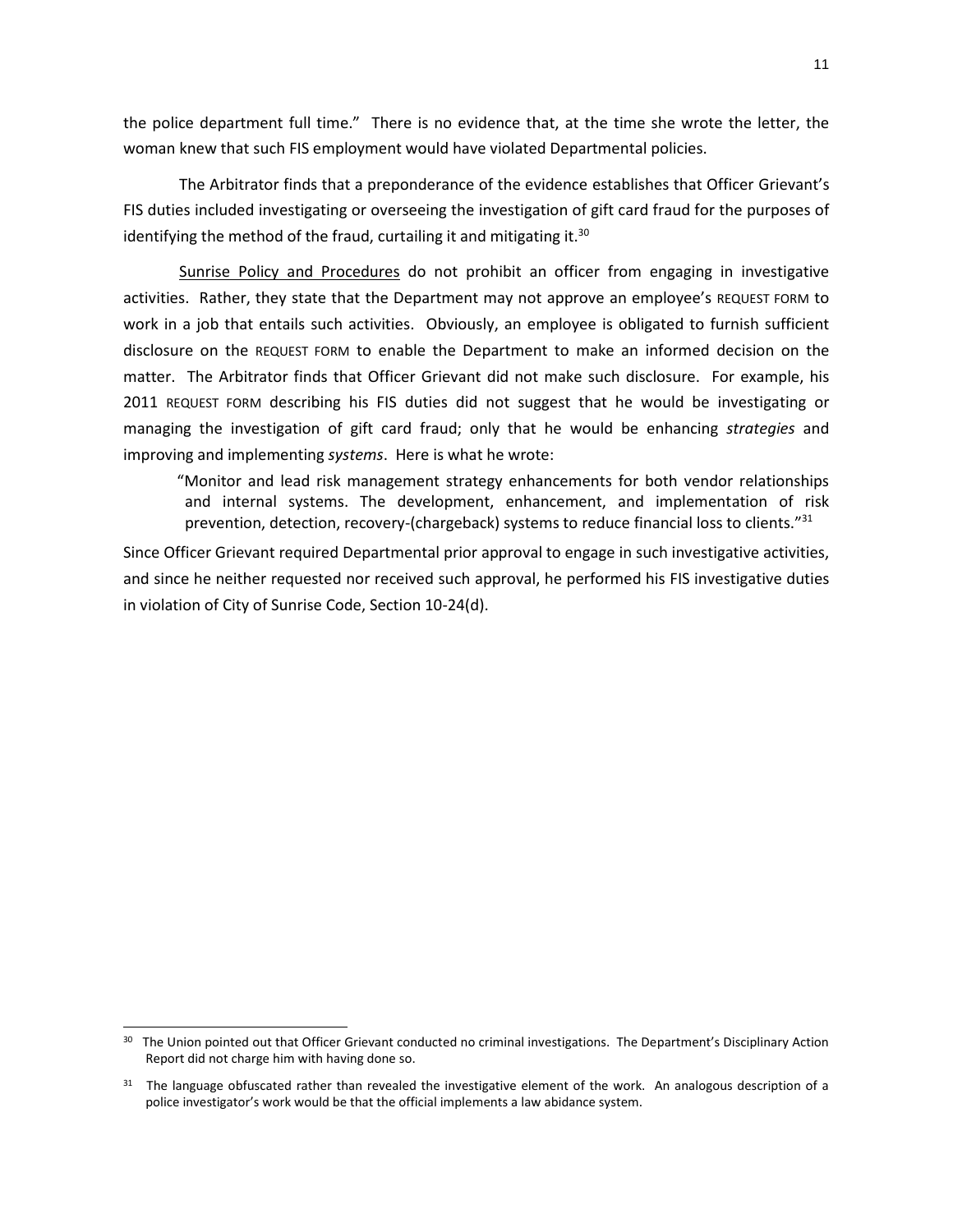the police department full time." There is no evidence that, at the time she wrote the letter, the woman knew that such FIS employment would have violated Departmental policies.

The Arbitrator finds that a preponderance of the evidence establishes that Officer Grievant's FIS duties included investigating or overseeing the investigation of gift card fraud for the purposes of identifying the method of the fraud, curtailing it and mitigating it.[30]

Sunrise Policy and Procedures do not prohibit an officer from engaging in investigative activities. Rather, they state that the Department may not approve an employee's REQUEST FORM to work in a job that entails such activities. Obviously, an employee is obligated to furnish sufficient disclosure on the REQUEST FORM to enable the Department to make an informed decision on the matter. The Arbitrator finds that Officer Grievant did not make such disclosure. For example, his 2011 REQUEST FORM describing his FIS duties did not suggest that he would be investigating or managing the investigation of gift card fraud; only that he would be enhancing *strategies* and improving and implementing *systems*. Here is what he wrote:

> "Monitor and lead risk management strategy enhancements for both vendor relationships and internal systems. The development, enhancement, and implementation of risk prevention, detection, recovery-(chargeback) systems to reduce financial loss to clients."[31]

Since Officer Grievant required Departmental prior approval to engage in such investigative activities, and since he neither requested nor received such approval, he performed his FIS investigative duties in violation of City of Sunrise Code, Section 10-24(d).

---

[30] The Union pointed out that Officer Grievant conducted no criminal investigations. The Department's Disciplinary Action Report did not charge him with having done so.

[31] The language obfuscated rather than revealed the investigative element of the work. An analogous description of a police investigator's work would be that the official implements a law abidance system.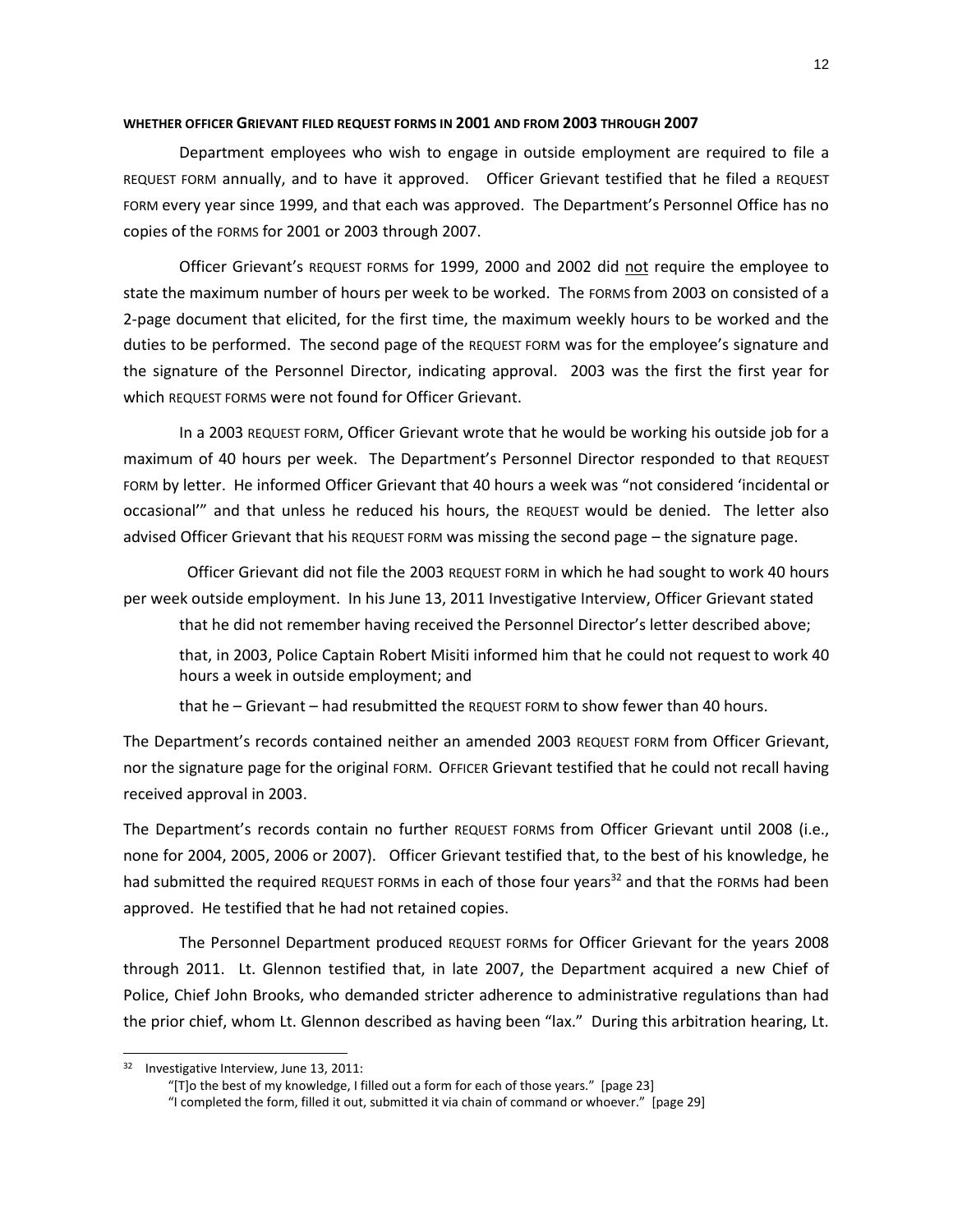#### WHETHER OFFICER GRIEVANT FILED REQUEST FORMS IN 2001 AND FROM 2003 THROUGH 2007

Department employees who wish to engage in outside employment are required to file a REQUEST FORM annually, and to have it approved. Officer Grievant testified that he filed a REQUEST FORM every year since 1999, and that each was approved. The Department's Personnel Office has no copies of the FORMS for 2001 or 2003 through 2007.

Officer Grievant's REQUEST FORMS for 1999, 2000 and 2002 did <u>not</u> require the employee to state the maximum number of hours per week to be worked. The FORMS from 2003 on consisted of a 2-page document that elicited, for the first time, the maximum weekly hours to be worked and the duties to be performed. The second page of the REQUEST FORM was for the employee's signature and the signature of the Personnel Director, indicating approval. 2003 was the first the first year for which REQUEST FORMS were not found for Officer Grievant.

In a 2003 REQUEST FORM, Officer Grievant wrote that he would be working his outside job for a maximum of 40 hours per week. The Department's Personnel Director responded to that REQUEST FORM by letter. He informed Officer Grievant that 40 hours a week was "not considered 'incidental or occasional'" and that unless he reduced his hours, the REQUEST would be denied. The letter also advised Officer Grievant that his REQUEST FORM was missing the second page – the signature page.

Officer Grievant did not file the 2003 REQUEST FORM in which he had sought to work 40 hours per week outside employment. In his June 13, 2011 Investigative Interview, Officer Grievant stated

> that he did not remember having received the Personnel Director's letter described above;
>
> that, in 2003, Police Captain Robert Misiti informed him that he could not request to work 40 hours a week in outside employment; and
>
> that he – Grievant – had resubmitted the REQUEST FORM to show fewer than 40 hours.

The Department's records contained neither an amended 2003 REQUEST FORM from Officer Grievant, nor the signature page for the original FORM. OFFICER Grievant testified that he could not recall having received approval in 2003.

The Department's records contain no further REQUEST FORMS from Officer Grievant until 2008 (i.e., none for 2004, 2005, 2006 or 2007). Officer Grievant testified that, to the best of his knowledge, he had submitted the required REQUEST FORMs in each of those four years[32] and that the FORMs had been approved. He testified that he had not retained copies.

The Personnel Department produced REQUEST FORMs for Officer Grievant for the years 2008 through 2011. Lt. Glennon testified that, in late 2007, the Department acquired a new Chief of Police, Chief John Brooks, who demanded stricter adherence to administrative regulations than had the prior chief, whom Lt. Glennon described as having been "lax." During this arbitration hearing, Lt.

---

[32] Investigative Interview, June 13, 2011:
"[T]o the best of my knowledge, I filled out a form for each of those years." [page 23]
"I completed the form, filled it out, submitted it via chain of command or whoever." [page 29]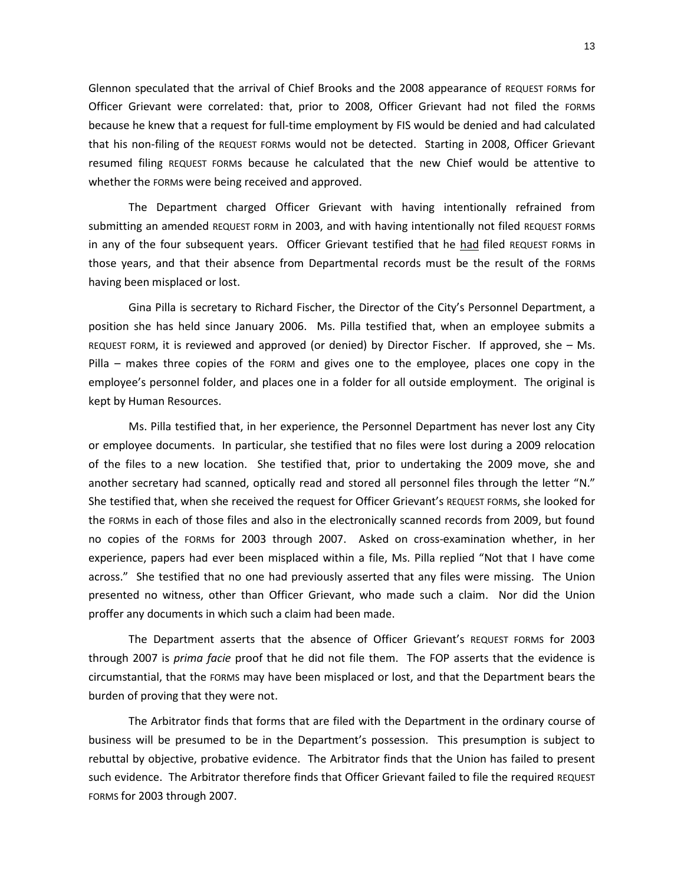Glennon speculated that the arrival of Chief Brooks and the 2008 appearance of REQUEST FORMs for Officer Grievant were correlated: that, prior to 2008, Officer Grievant had not filed the FORMs because he knew that a request for full-time employment by FIS would be denied and had calculated that his non-filing of the REQUEST FORMs would not be detected. Starting in 2008, Officer Grievant resumed filing REQUEST FORMs because he calculated that the new Chief would be attentive to whether the FORMs were being received and approved.

The Department charged Officer Grievant with having intentionally refrained from submitting an amended REQUEST FORM in 2003, and with having intentionally not filed REQUEST FORMS in any of the four subsequent years. Officer Grievant testified that he <u>had</u> filed REQUEST FORMs in those years, and that their absence from Departmental records must be the result of the FORMs having been misplaced or lost.

Gina Pilla is secretary to Richard Fischer, the Director of the City's Personnel Department, a position she has held since January 2006. Ms. Pilla testified that, when an employee submits a REQUEST FORM, it is reviewed and approved (or denied) by Director Fischer. If approved, she – Ms. Pilla – makes three copies of the FORM and gives one to the employee, places one copy in the employee's personnel folder, and places one in a folder for all outside employment. The original is kept by Human Resources.

Ms. Pilla testified that, in her experience, the Personnel Department has never lost any City or employee documents. In particular, she testified that no files were lost during a 2009 relocation of the files to a new location. She testified that, prior to undertaking the 2009 move, she and another secretary had scanned, optically read and stored all personnel files through the letter "N." She testified that, when she received the request for Officer Grievant's REQUEST FORMs, she looked for the FORMs in each of those files and also in the electronically scanned records from 2009, but found no copies of the FORMs for 2003 through 2007. Asked on cross-examination whether, in her experience, papers had ever been misplaced within a file, Ms. Pilla replied "Not that I have come across." She testified that no one had previously asserted that any files were missing. The Union presented no witness, other than Officer Grievant, who made such a claim. Nor did the Union proffer any documents in which such a claim had been made.

The Department asserts that the absence of Officer Grievant's REQUEST FORMS for 2003 through 2007 is *prima facie* proof that he did not file them. The FOP asserts that the evidence is circumstantial, that the FORMS may have been misplaced or lost, and that the Department bears the burden of proving that they were not.

The Arbitrator finds that forms that are filed with the Department in the ordinary course of business will be presumed to be in the Department's possession. This presumption is subject to rebuttal by objective, probative evidence. The Arbitrator finds that the Union has failed to present such evidence. The Arbitrator therefore finds that Officer Grievant failed to file the required REQUEST FORMS for 2003 through 2007.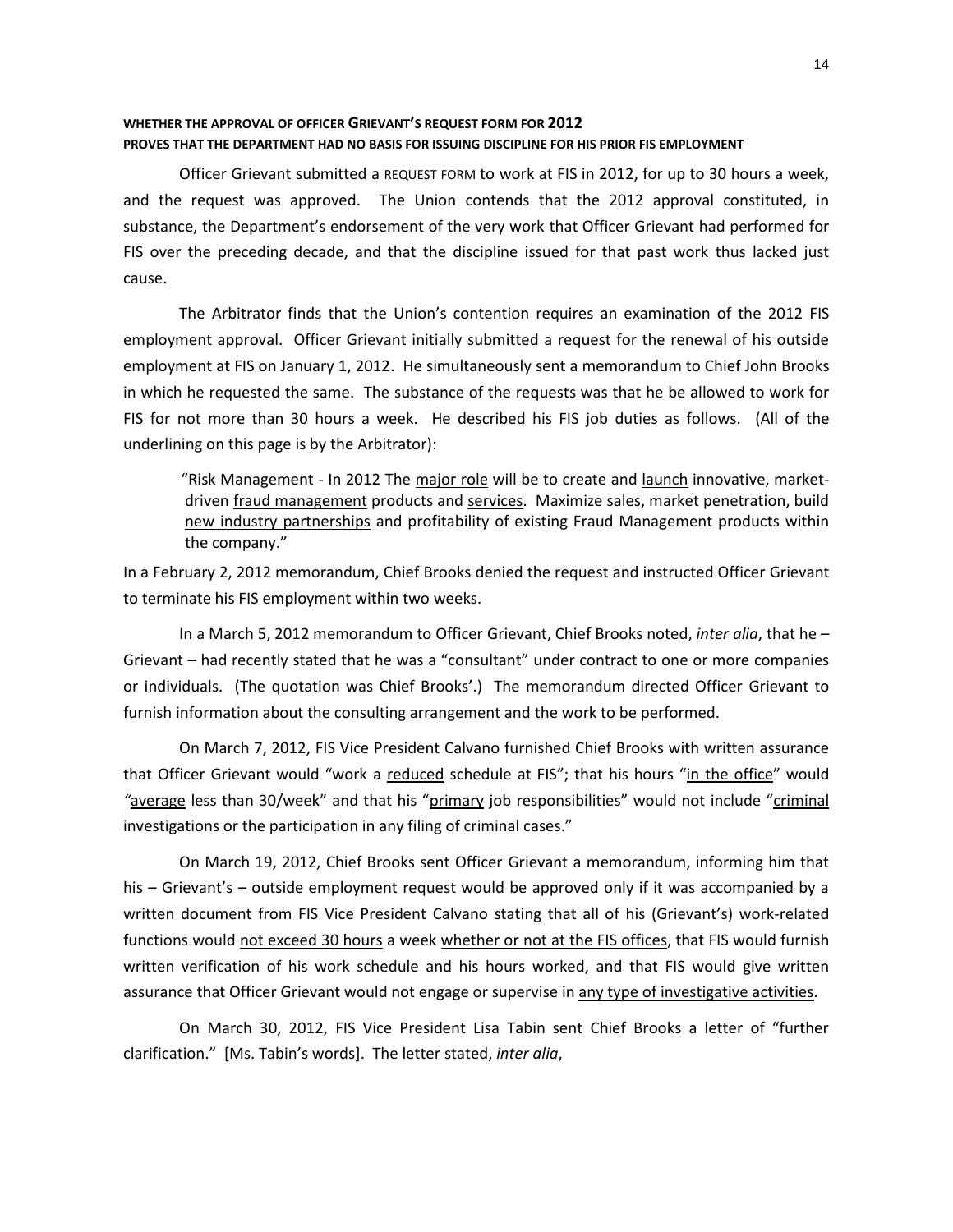**WHETHER THE APPROVAL OF OFFICER GRIEVANT'S REQUEST FORM FOR 2012 PROVES THAT THE DEPARTMENT HAD NO BASIS FOR ISSUING DISCIPLINE FOR HIS PRIOR FIS EMPLOYMENT**

Officer Grievant submitted a REQUEST FORM to work at FIS in 2012, for up to 30 hours a week, and the request was approved. The Union contends that the 2012 approval constituted, in substance, the Department's endorsement of the very work that Officer Grievant had performed for FIS over the preceding decade, and that the discipline issued for that past work thus lacked just cause.

The Arbitrator finds that the Union's contention requires an examination of the 2012 FIS employment approval. Officer Grievant initially submitted a request for the renewal of his outside employment at FIS on January 1, 2012. He simultaneously sent a memorandum to Chief John Brooks in which he requested the same. The substance of the requests was that he be allowed to work for FIS for not more than 30 hours a week. He described his FIS job duties as follows. (All of the underlining on this page is by the Arbitrator):

> "Risk Management - In 2012 The <u>major role</u> will be to create and <u>launch</u> innovative, market-driven <u>fraud management</u> products and <u>services</u>. Maximize sales, market penetration, build <u>new industry partnerships</u> and profitability of existing Fraud Management products within the company."

In a February 2, 2012 memorandum, Chief Brooks denied the request and instructed Officer Grievant to terminate his FIS employment within two weeks.

In a March 5, 2012 memorandum to Officer Grievant, Chief Brooks noted, *inter alia*, that he – Grievant – had recently stated that he was a "consultant" under contract to one or more companies or individuals. (The quotation was Chief Brooks'.) The memorandum directed Officer Grievant to furnish information about the consulting arrangement and the work to be performed.

On March 7, 2012, FIS Vice President Calvano furnished Chief Brooks with written assurance that Officer Grievant would "work a <u>reduced</u> schedule at FIS"; that his hours "<u>in the office</u>" would "<u>average</u> less than 30/week" and that his "<u>primary</u> job responsibilities" would not include "<u>criminal</u> investigations or the participation in any filing of <u>criminal</u> cases."

On March 19, 2012, Chief Brooks sent Officer Grievant a memorandum, informing him that his – Grievant's – outside employment request would be approved only if it was accompanied by a written document from FIS Vice President Calvano stating that all of his (Grievant's) work-related functions would <u>not exceed 30 hours</u> a week <u>whether or not at the FIS offices</u>, that FIS would furnish written verification of his work schedule and his hours worked, and that FIS would give written assurance that Officer Grievant would not engage or supervise in <u>any type of investigative activities</u>.

On March 30, 2012, FIS Vice President Lisa Tabin sent Chief Brooks a letter of "further clarification." [Ms. Tabin's words]. The letter stated, *inter alia*,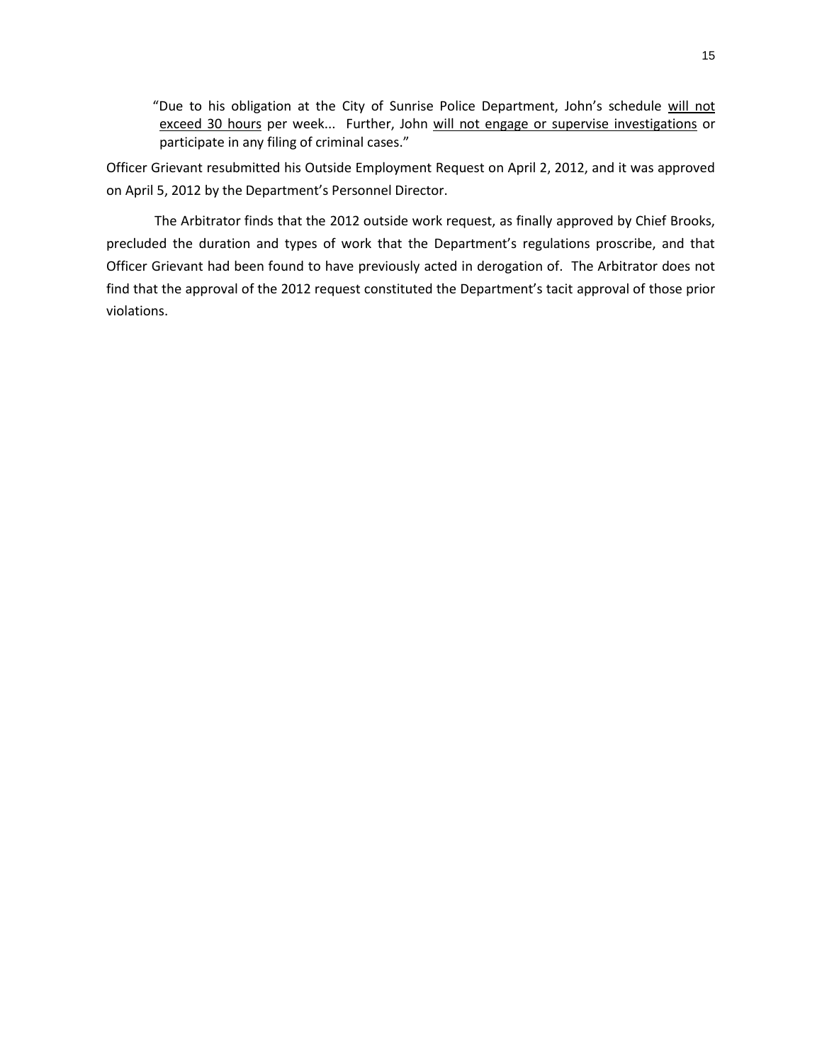> "Due to his obligation at the City of Sunrise Police Department, John's schedule <u>will not exceed 30 hours</u> per week... Further, John <u>will not engage or supervise investigations</u> or participate in any filing of criminal cases."

Officer Grievant resubmitted his Outside Employment Request on April 2, 2012, and it was approved on April 5, 2012 by the Department's Personnel Director.

The Arbitrator finds that the 2012 outside work request, as finally approved by Chief Brooks, precluded the duration and types of work that the Department's regulations proscribe, and that Officer Grievant had been found to have previously acted in derogation of. The Arbitrator does not find that the approval of the 2012 request constituted the Department's tacit approval of those prior violations.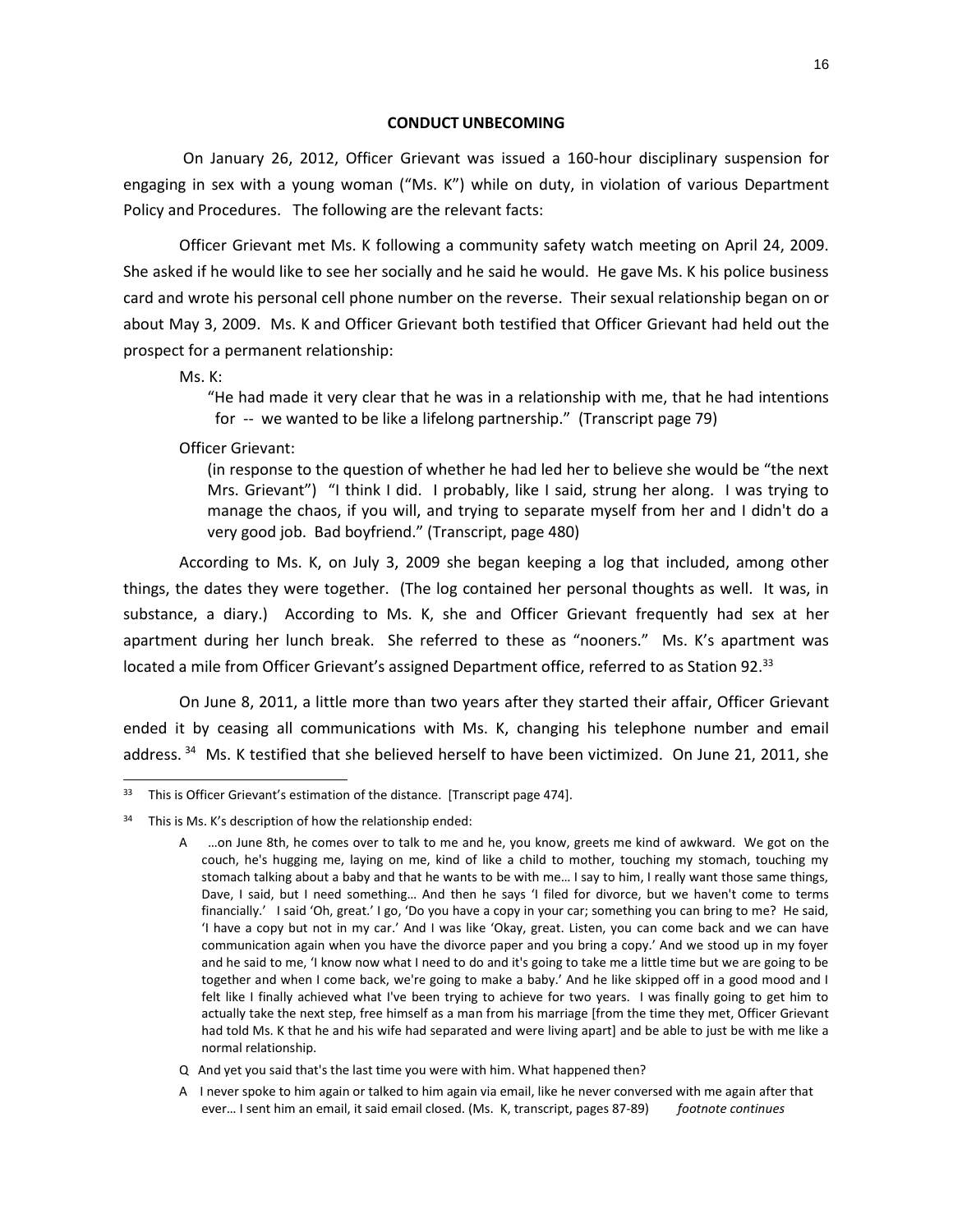## CONDUCT UNBECOMING

On January 26, 2012, Officer Grievant was issued a 160-hour disciplinary suspension for engaging in sex with a young woman ("Ms. K") while on duty, in violation of various Department Policy and Procedures. The following are the relevant facts:

Officer Grievant met Ms. K following a community safety watch meeting on April 24, 2009. She asked if he would like to see her socially and he said he would. He gave Ms. K his police business card and wrote his personal cell phone number on the reverse. Their sexual relationship began on or about May 3, 2009. Ms. K and Officer Grievant both testified that Officer Grievant had held out the prospect for a permanent relationship:

Ms. K:

> "He had made it very clear that he was in a relationship with me, that he had intentions for -- we wanted to be like a lifelong partnership." (Transcript page 79)

Officer Grievant:

> (in response to the question of whether he had led her to believe she would be "the next Mrs. Grievant") "I think I did. I probably, like I said, strung her along. I was trying to manage the chaos, if you will, and trying to separate myself from her and I didn't do a very good job. Bad boyfriend." (Transcript, page 480)

According to Ms. K, on July 3, 2009 she began keeping a log that included, among other things, the dates they were together. (The log contained her personal thoughts as well. It was, in substance, a diary.) According to Ms. K, she and Officer Grievant frequently had sex at her apartment during her lunch break. She referred to these as "nooners." Ms. K's apartment was located a mile from Officer Grievant's assigned Department office, referred to as Station 92.[33]

On June 8, 2011, a little more than two years after they started their affair, Officer Grievant ended it by ceasing all communications with Ms. K, changing his telephone number and email address.[34] Ms. K testified that she believed herself to have been victimized. On June 21, 2011, she

---

[33] This is Officer Grievant's estimation of the distance. [Transcript page 474].

[34] This is Ms. K's description of how the relationship ended:

> A …on June 8th, he comes over to talk to me and he, you know, greets me kind of awkward. We got on the couch, he's hugging me, laying on me, kind of like a child to mother, touching my stomach, touching my stomach talking about a baby and that he wants to be with me… I say to him, I really want those same things, Dave, I said, but I need something… And then he says 'I filed for divorce, but we haven't come to terms financially.' I said 'Oh, great.' I go, 'Do you have a copy in your car; something you can bring to me? He said, 'I have a copy but not in my car.' And I was like 'Okay, great. Listen, you can come back and we can have communication again when you have the divorce paper and you bring a copy.' And we stood up in my foyer and he said to me, 'I know now what I need to do and it's going to take me a little time but we are going to be together and when I come back, we're going to make a baby.' And he like skipped off in a good mood and I felt like I finally achieved what I've been trying to achieve for two years. I was finally going to get him to actually take the next step, free himself as a man from his marriage [from the time they met, Officer Grievant had told Ms. K that he and his wife had separated and were living apart] and be able to just be with me like a normal relationship.
>
> Q And yet you said that's the last time you were with him. What happened then?
>
> A I never spoke to him again or talked to him again via email, like he never conversed with me again after that ever… I sent him an email, it said email closed. (Ms. K, transcript, pages 87-89) *footnote continues*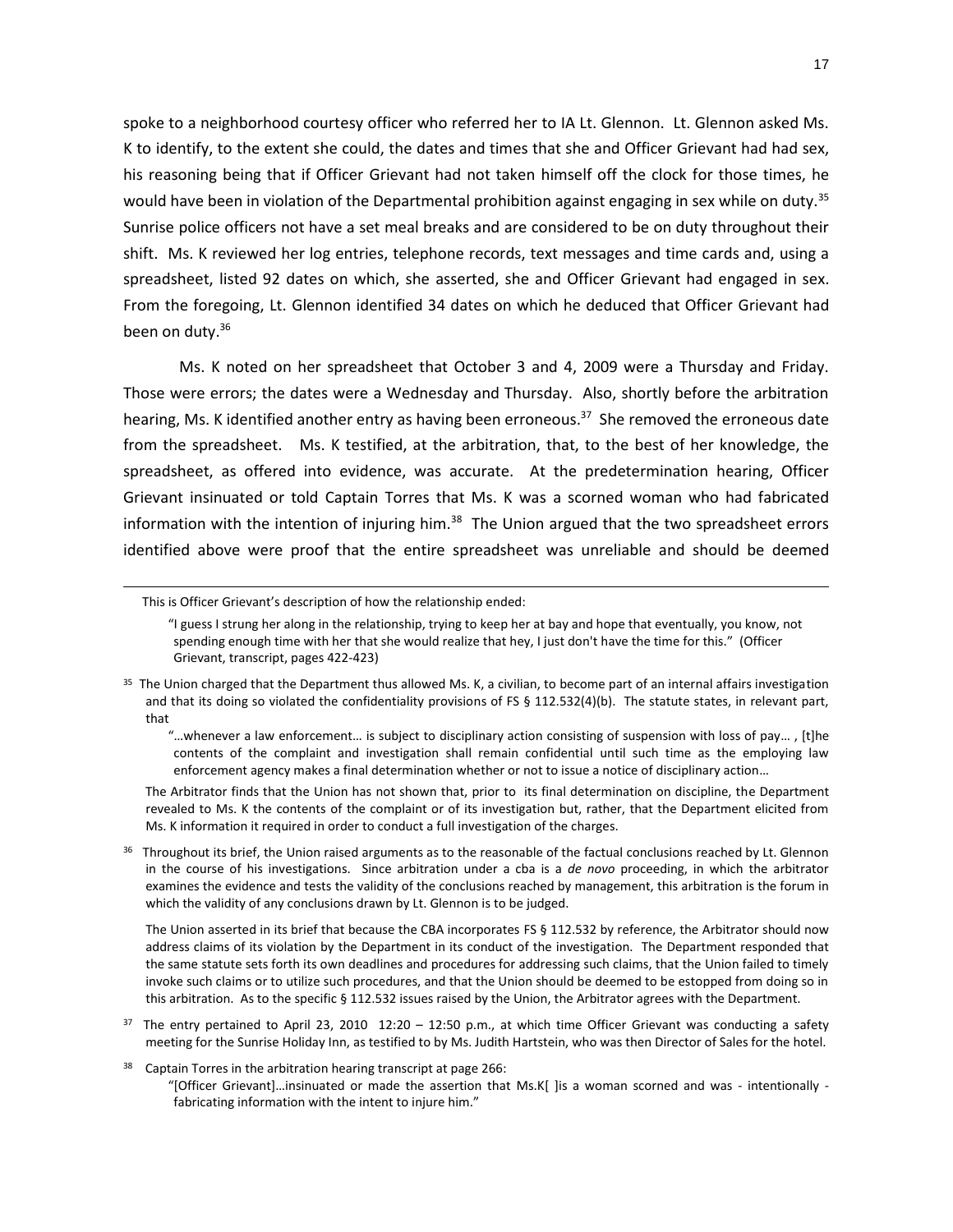spoke to a neighborhood courtesy officer who referred her to IA Lt. Glennon. Lt. Glennon asked Ms. K to identify, to the extent she could, the dates and times that she and Officer Grievant had had sex, his reasoning being that if Officer Grievant had not taken himself off the clock for those times, he would have been in violation of the Departmental prohibition against engaging in sex while on duty.[35] Sunrise police officers not have a set meal breaks and are considered to be on duty throughout their shift. Ms. K reviewed her log entries, telephone records, text messages and time cards and, using a spreadsheet, listed 92 dates on which, she asserted, she and Officer Grievant had engaged in sex. From the foregoing, Lt. Glennon identified 34 dates on which he deduced that Officer Grievant had been on duty.[36]

Ms. K noted on her spreadsheet that October 3 and 4, 2009 were a Thursday and Friday. Those were errors; the dates were a Wednesday and Thursday. Also, shortly before the arbitration hearing, Ms. K identified another entry as having been erroneous.[37] She removed the erroneous date from the spreadsheet. Ms. K testified, at the arbitration, that, to the best of her knowledge, the spreadsheet, as offered into evidence, was accurate. At the predetermination hearing, Officer Grievant insinuated or told Captain Torres that Ms. K was a scorned woman who had fabricated information with the intention of injuring him.[38] The Union argued that the two spreadsheet errors identified above were proof that the entire spreadsheet was unreliable and should be deemed

---

This is Officer Grievant's description of how the relationship ended:

> "I guess I strung her along in the relationship, trying to keep her at bay and hope that eventually, you know, not spending enough time with her that she would realize that hey, I just don't have the time for this." (Officer Grievant, transcript, pages 422-423)

[35] The Union charged that the Department thus allowed Ms. K, a civilian, to become part of an internal affairs investigation and that its doing so violated the confidentiality provisions of FS § 112.532(4)(b). The statute states, in relevant part, that

> "…whenever a law enforcement… is subject to disciplinary action consisting of suspension with loss of pay… , [t]he contents of the complaint and investigation shall remain confidential until such time as the employing law enforcement agency makes a final determination whether or not to issue a notice of disciplinary action…

The Arbitrator finds that the Union has not shown that, prior to its final determination on discipline, the Department revealed to Ms. K the contents of the complaint or of its investigation but, rather, that the Department elicited from Ms. K information it required in order to conduct a full investigation of the charges.

[36] Throughout its brief, the Union raised arguments as to the reasonable of the factual conclusions reached by Lt. Glennon in the course of his investigations. Since arbitration under a cba is a *de novo* proceeding, in which the arbitrator examines the evidence and tests the validity of the conclusions reached by management, this arbitration is the forum in which the validity of any conclusions drawn by Lt. Glennon is to be judged.

The Union asserted in its brief that because the CBA incorporates FS § 112.532 by reference, the Arbitrator should now address claims of its violation by the Department in its conduct of the investigation. The Department responded that the same statute sets forth its own deadlines and procedures for addressing such claims, that the Union failed to timely invoke such claims or to utilize such procedures, and that the Union should be deemed to be estopped from doing so in this arbitration. As to the specific § 112.532 issues raised by the Union, the Arbitrator agrees with the Department.

[37] The entry pertained to April 23, 2010 12:20 – 12:50 p.m., at which time Officer Grievant was conducting a safety meeting for the Sunrise Holiday Inn, as testified to by Ms. Judith Hartstein, who was then Director of Sales for the hotel.

[38] Captain Torres in the arbitration hearing transcript at page 266:

> "[Officer Grievant]…insinuated or made the assertion that Ms.K[ ]is a woman scorned and was - intentionally - fabricating information with the intent to injure him."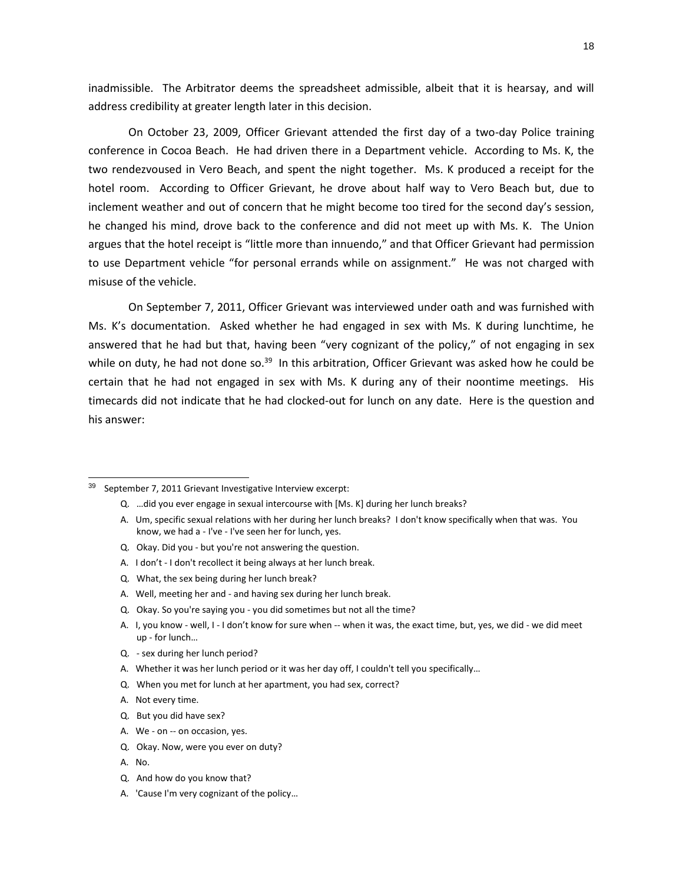inadmissible. The Arbitrator deems the spreadsheet admissible, albeit that it is hearsay, and will address credibility at greater length later in this decision.

On October 23, 2009, Officer Grievant attended the first day of a two-day Police training conference in Cocoa Beach. He had driven there in a Department vehicle. According to Ms. K, the two rendezvoused in Vero Beach, and spent the night together. Ms. K produced a receipt for the hotel room. According to Officer Grievant, he drove about half way to Vero Beach but, due to inclement weather and out of concern that he might become too tired for the second day's session, he changed his mind, drove back to the conference and did not meet up with Ms. K. The Union argues that the hotel receipt is "little more than innuendo," and that Officer Grievant had permission to use Department vehicle "for personal errands while on assignment." He was not charged with misuse of the vehicle.

On September 7, 2011, Officer Grievant was interviewed under oath and was furnished with Ms. K's documentation. Asked whether he had engaged in sex with Ms. K during lunchtime, he answered that he had but that, having been "very cognizant of the policy," of not engaging in sex while on duty, he had not done so.[39] In this arbitration, Officer Grievant was asked how he could be certain that he had not engaged in sex with Ms. K during any of their noontime meetings. His timecards did not indicate that he had clocked-out for lunch on any date. Here is the question and his answer:

---

[39] September 7, 2011 Grievant Investigative Interview excerpt:

> Q. …did you ever engage in sexual intercourse with [Ms. K] during her lunch breaks?
>
> A. Um, specific sexual relations with her during her lunch breaks? I don't know specifically when that was. You know, we had a - I've - I've seen her for lunch, yes.
>
> Q. Okay. Did you - but you're not answering the question.
>
> A. I don't - I don't recollect it being always at her lunch break.
>
> Q. What, the sex being during her lunch break?
>
> A. Well, meeting her and - and having sex during her lunch break.
>
> Q. Okay. So you're saying you - you did sometimes but not all the time?
>
> A. I, you know - well, I - I don't know for sure when -- when it was, the exact time, but, yes, we did - we did meet up - for lunch…
>
> Q. - sex during her lunch period?
>
> A. Whether it was her lunch period or it was her day off, I couldn't tell you specifically…
>
> Q. When you met for lunch at her apartment, you had sex, correct?
>
> A. Not every time.
>
> Q. But you did have sex?
>
> A. We - on -- on occasion, yes.
>
> Q. Okay. Now, were you ever on duty?
>
> A. No.
>
> Q. And how do you know that?
>
> A. 'Cause I'm very cognizant of the policy…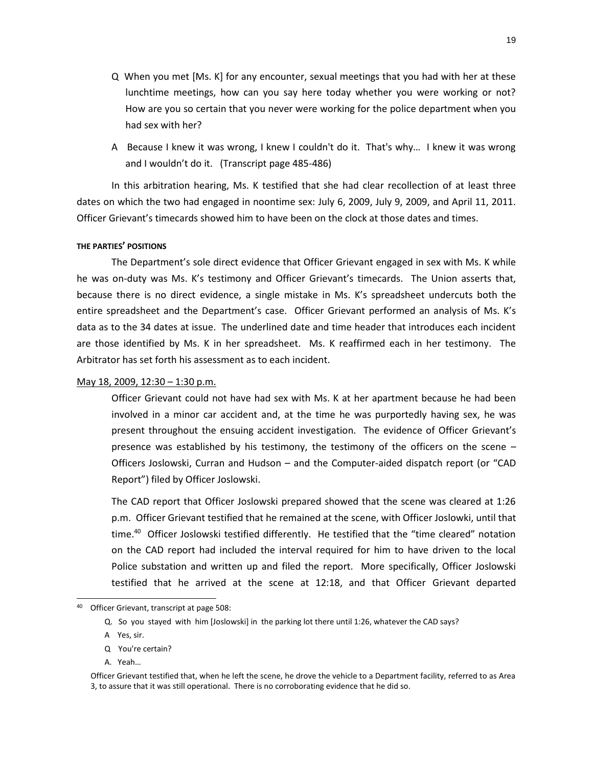Q When you met [Ms. K] for any encounter, sexual meetings that you had with her at these lunchtime meetings, how can you say here today whether you were working or not? How are you so certain that you never were working for the police department when you had sex with her?

A Because I knew it was wrong, I knew I couldn't do it. That's why… I knew it was wrong and I wouldn't do it. (Transcript page 485-486)

In this arbitration hearing, Ms. K testified that she had clear recollection of at least three dates on which the two had engaged in noontime sex: July 6, 2009, July 9, 2009, and April 11, 2011. Officer Grievant's timecards showed him to have been on the clock at those dates and times.

#### THE PARTIES' POSITIONS

The Department's sole direct evidence that Officer Grievant engaged in sex with Ms. K while he was on-duty was Ms. K's testimony and Officer Grievant's timecards. The Union asserts that, because there is no direct evidence, a single mistake in Ms. K's spreadsheet undercuts both the entire spreadsheet and the Department's case. Officer Grievant performed an analysis of Ms. K's data as to the 34 dates at issue. The underlined date and time header that introduces each incident are those identified by Ms. K in her spreadsheet. Ms. K reaffirmed each in her testimony. The Arbitrator has set forth his assessment as to each incident.

<u>May 18, 2009, 12:30 – 1:30 p.m.</u>

Officer Grievant could not have had sex with Ms. K at her apartment because he had been involved in a minor car accident and, at the time he was purportedly having sex, he was present throughout the ensuing accident investigation. The evidence of Officer Grievant's presence was established by his testimony, the testimony of the officers on the scene – Officers Joslowski, Curran and Hudson – and the Computer-aided dispatch report (or "CAD Report") filed by Officer Joslowski.

The CAD report that Officer Joslowski prepared showed that the scene was cleared at 1:26 p.m. Officer Grievant testified that he remained at the scene, with Officer Joslowki, until that time.[40] Officer Joslowski testified differently. He testified that the "time cleared" notation on the CAD report had included the interval required for him to have driven to the local Police substation and written up and filed the report. More specifically, Officer Joslowski testified that he arrived at the scene at 12:18, and that Officer Grievant departed

---

[40] Officer Grievant, transcript at page 508:

Q. So you stayed with him [Joslowski] in the parking lot there until 1:26, whatever the CAD says?

A Yes, sir.

Q You're certain?

A. Yeah…

Officer Grievant testified that, when he left the scene, he drove the vehicle to a Department facility, referred to as Area 3, to assure that it was still operational. There is no corroborating evidence that he did so.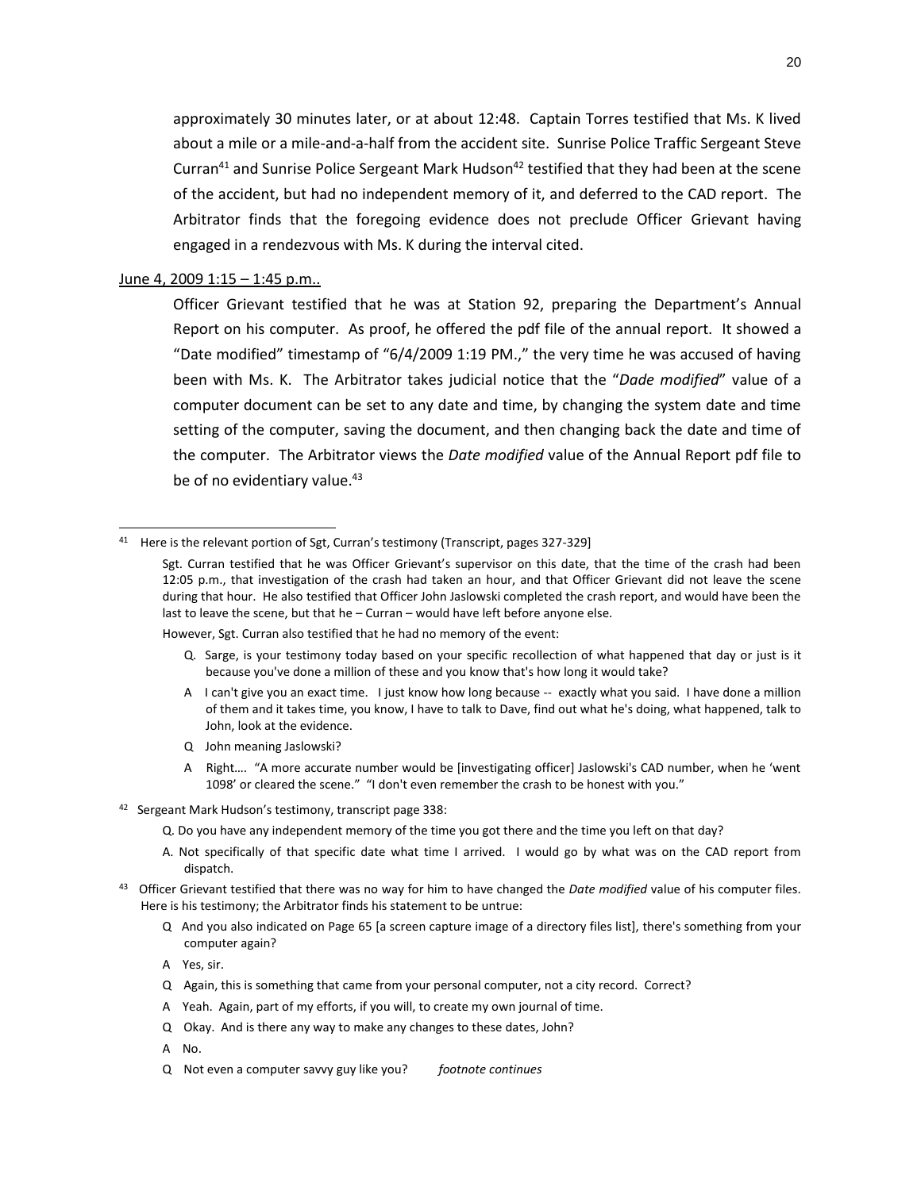approximately 30 minutes later, or at about 12:48. Captain Torres testified that Ms. K lived about a mile or a mile-and-a-half from the accident site. Sunrise Police Traffic Sergeant Steve Curran[41] and Sunrise Police Sergeant Mark Hudson[42] testified that they had been at the scene of the accident, but had no independent memory of it, and deferred to the CAD report. The Arbitrator finds that the foregoing evidence does not preclude Officer Grievant having engaged in a rendezvous with Ms. K during the interval cited.

<u>June 4, 2009 1:15 – 1:45 p.m..</u>

Officer Grievant testified that he was at Station 92, preparing the Department's Annual Report on his computer. As proof, he offered the pdf file of the annual report. It showed a "Date modified" timestamp of "6/4/2009 1:19 PM.," the very time he was accused of having been with Ms. K. The Arbitrator takes judicial notice that the "*Dade modified*" value of a computer document can be set to any date and time, by changing the system date and time setting of the computer, saving the document, and then changing back the date and time of the computer. The Arbitrator views the *Date modified* value of the Annual Report pdf file to be of no evidentiary value.[43]

---

[41] Here is the relevant portion of Sgt, Curran's testimony (Transcript, pages 327-329]

Sgt. Curran testified that he was Officer Grievant's supervisor on this date, that the time of the crash had been 12:05 p.m., that investigation of the crash had taken an hour, and that Officer Grievant did not leave the scene during that hour. He also testified that Officer John Jaslowski completed the crash report, and would have been the last to leave the scene, but that he – Curran – would have left before anyone else.

However, Sgt. Curran also testified that he had no memory of the event:

Q. Sarge, is your testimony today based on your specific recollection of what happened that day or just is it because you've done a million of these and you know that's how long it would take?

A I can't give you an exact time. I just know how long because -- exactly what you said. I have done a million of them and it takes time, you know, I have to talk to Dave, find out what he's doing, what happened, talk to John, look at the evidence.

Q John meaning Jaslowski?

A Right…. "A more accurate number would be [investigating officer] Jaslowski's CAD number, when he 'went 1098' or cleared the scene." "I don't even remember the crash to be honest with you."

[42] Sergeant Mark Hudson's testimony, transcript page 338:

Q. Do you have any independent memory of the time you got there and the time you left on that day?

A. Not specifically of that specific date what time I arrived. I would go by what was on the CAD report from dispatch.

[43] Officer Grievant testified that there was no way for him to have changed the *Date modified* value of his computer files. Here is his testimony; the Arbitrator finds his statement to be untrue:

Q And you also indicated on Page 65 [a screen capture image of a directory files list], there's something from your computer again?

A Yes, sir.

Q Again, this is something that came from your personal computer, not a city record. Correct?

A Yeah. Again, part of my efforts, if you will, to create my own journal of time.

Q Okay. And is there any way to make any changes to these dates, John?

A No.

Q Not even a computer savvy guy like you? *footnote continues*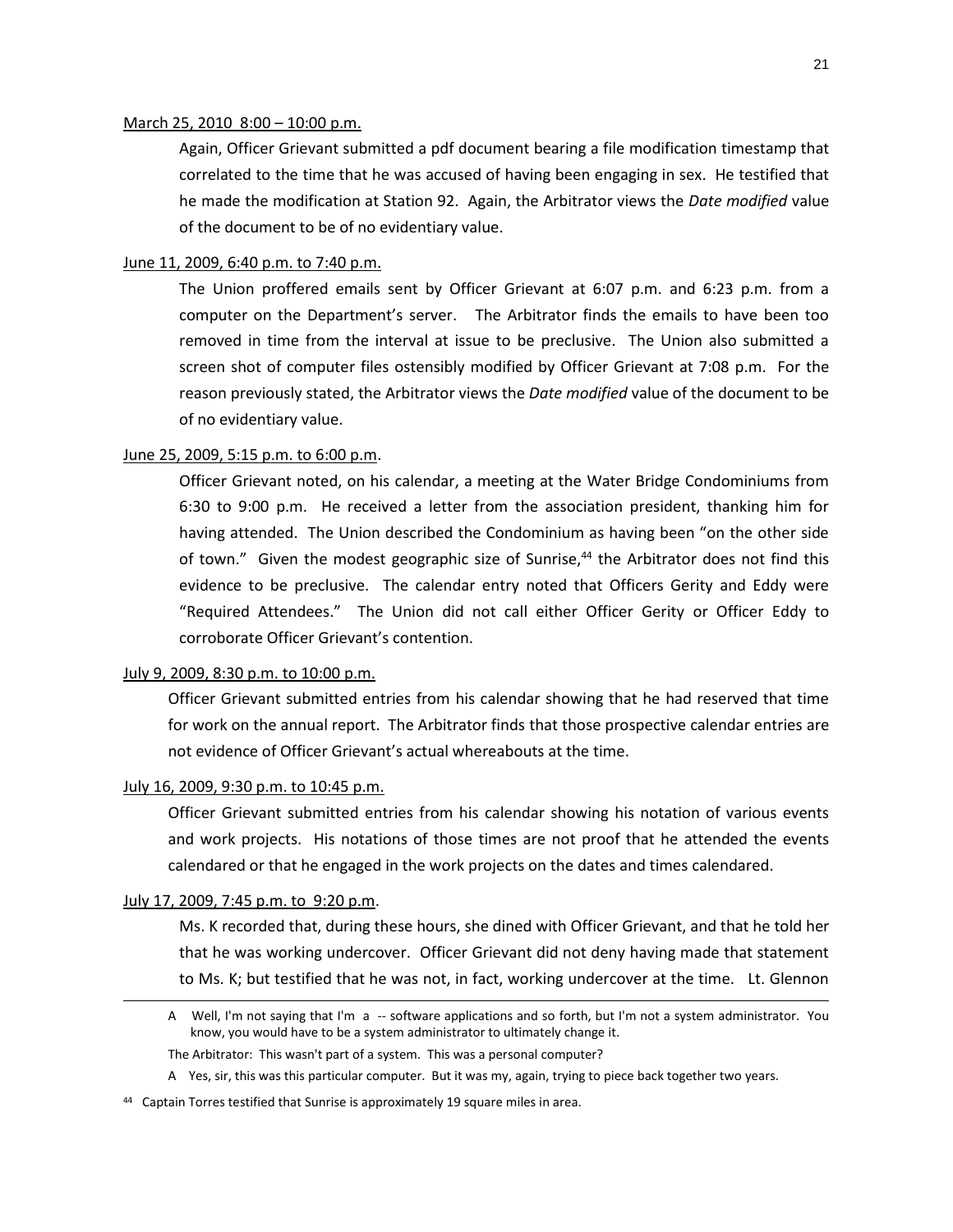March 25, 2010 8:00 – 10:00 p.m.

Again, Officer Grievant submitted a pdf document bearing a file modification timestamp that correlated to the time that he was accused of having been engaging in sex. He testified that he made the modification at Station 92. Again, the Arbitrator views the *Date modified* value of the document to be of no evidentiary value.

June 11, 2009, 6:40 p.m. to 7:40 p.m.

The Union proffered emails sent by Officer Grievant at 6:07 p.m. and 6:23 p.m. from a computer on the Department's server. The Arbitrator finds the emails to have been too removed in time from the interval at issue to be preclusive. The Union also submitted a screen shot of computer files ostensibly modified by Officer Grievant at 7:08 p.m. For the reason previously stated, the Arbitrator views the *Date modified* value of the document to be of no evidentiary value.

June 25, 2009, 5:15 p.m. to 6:00 p.m.

Officer Grievant noted, on his calendar, a meeting at the Water Bridge Condominiums from 6:30 to 9:00 p.m. He received a letter from the association president, thanking him for having attended. The Union described the Condominium as having been "on the other side of town." Given the modest geographic size of Sunrise,[44] the Arbitrator does not find this evidence to be preclusive. The calendar entry noted that Officers Gerity and Eddy were "Required Attendees." The Union did not call either Officer Gerity or Officer Eddy to corroborate Officer Grievant's contention.

July 9, 2009, 8:30 p.m. to 10:00 p.m.

Officer Grievant submitted entries from his calendar showing that he had reserved that time for work on the annual report. The Arbitrator finds that those prospective calendar entries are not evidence of Officer Grievant's actual whereabouts at the time.

July 16, 2009, 9:30 p.m. to 10:45 p.m.

Officer Grievant submitted entries from his calendar showing his notation of various events and work projects. His notations of those times are not proof that he attended the events calendared or that he engaged in the work projects on the dates and times calendared.

July 17, 2009, 7:45 p.m. to 9:20 p.m.

Ms. K recorded that, during these hours, she dined with Officer Grievant, and that he told her that he was working undercover. Officer Grievant did not deny having made that statement to Ms. K; but testified that he was not, in fact, working undercover at the time. Lt. Glennon

---

A Well, I'm not saying that I'm a -- software applications and so forth, but I'm not a system administrator. You know, you would have to be a system administrator to ultimately change it.

The Arbitrator: This wasn't part of a system. This was a personal computer?

A Yes, sir, this was this particular computer. But it was my, again, trying to piece back together two years.

[44] Captain Torres testified that Sunrise is approximately 19 square miles in area.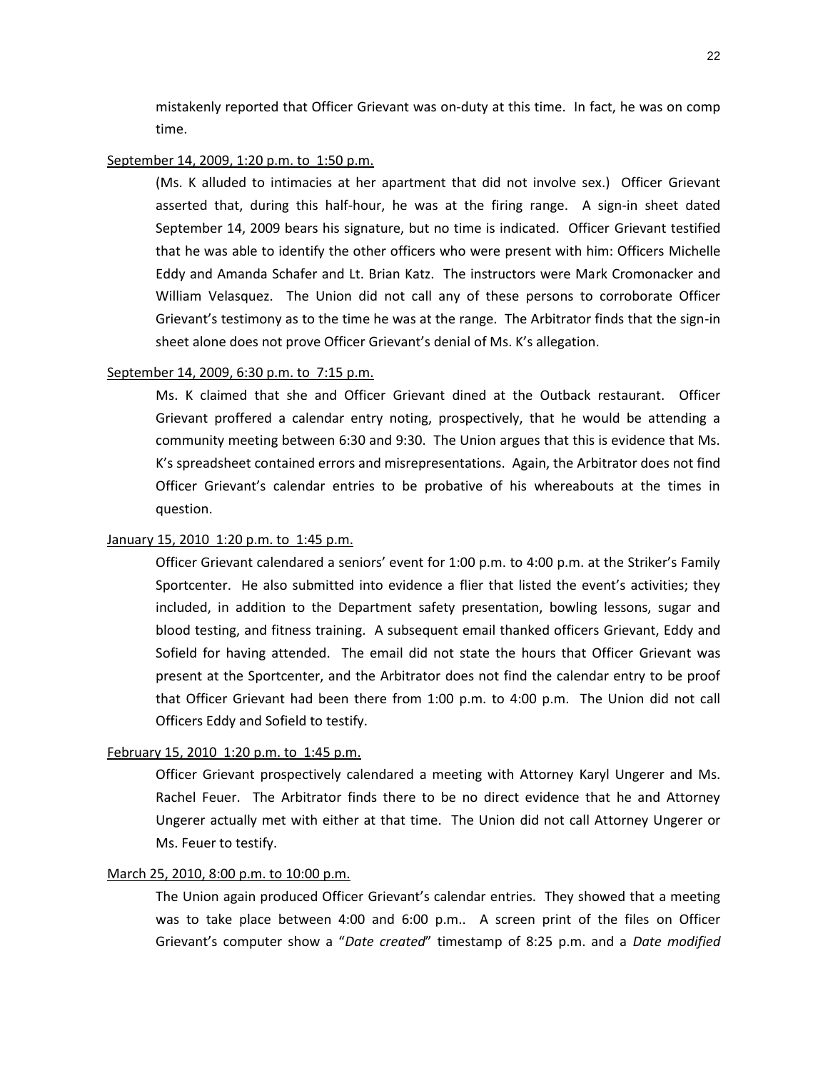mistakenly reported that Officer Grievant was on-duty at this time. In fact, he was on comp time.

<u>September 14, 2009, 1:20 p.m. to 1:50 p.m.</u>

(Ms. K alluded to intimacies at her apartment that did not involve sex.) Officer Grievant asserted that, during this half-hour, he was at the firing range. A sign-in sheet dated September 14, 2009 bears his signature, but no time is indicated. Officer Grievant testified that he was able to identify the other officers who were present with him: Officers Michelle Eddy and Amanda Schafer and Lt. Brian Katz. The instructors were Mark Cromonacker and William Velasquez. The Union did not call any of these persons to corroborate Officer Grievant's testimony as to the time he was at the range. The Arbitrator finds that the sign-in sheet alone does not prove Officer Grievant's denial of Ms. K's allegation.

<u>September 14, 2009, 6:30 p.m. to 7:15 p.m.</u>

Ms. K claimed that she and Officer Grievant dined at the Outback restaurant. Officer Grievant proffered a calendar entry noting, prospectively, that he would be attending a community meeting between 6:30 and 9:30. The Union argues that this is evidence that Ms. K's spreadsheet contained errors and misrepresentations. Again, the Arbitrator does not find Officer Grievant's calendar entries to be probative of his whereabouts at the times in question.

<u>January 15, 2010 1:20 p.m. to 1:45 p.m.</u>

Officer Grievant calendared a seniors' event for 1:00 p.m. to 4:00 p.m. at the Striker's Family Sportcenter. He also submitted into evidence a flier that listed the event's activities; they included, in addition to the Department safety presentation, bowling lessons, sugar and blood testing, and fitness training. A subsequent email thanked officers Grievant, Eddy and Sofield for having attended. The email did not state the hours that Officer Grievant was present at the Sportcenter, and the Arbitrator does not find the calendar entry to be proof that Officer Grievant had been there from 1:00 p.m. to 4:00 p.m. The Union did not call Officers Eddy and Sofield to testify.

<u>February 15, 2010 1:20 p.m. to 1:45 p.m.</u>

Officer Grievant prospectively calendared a meeting with Attorney Karyl Ungerer and Ms. Rachel Feuer. The Arbitrator finds there to be no direct evidence that he and Attorney Ungerer actually met with either at that time. The Union did not call Attorney Ungerer or Ms. Feuer to testify.

<u>March 25, 2010, 8:00 p.m. to 10:00 p.m.</u>

The Union again produced Officer Grievant's calendar entries. They showed that a meeting was to take place between 4:00 and 6:00 p.m.. A screen print of the files on Officer Grievant's computer show a "*Date created*" timestamp of 8:25 p.m. and a *Date modified*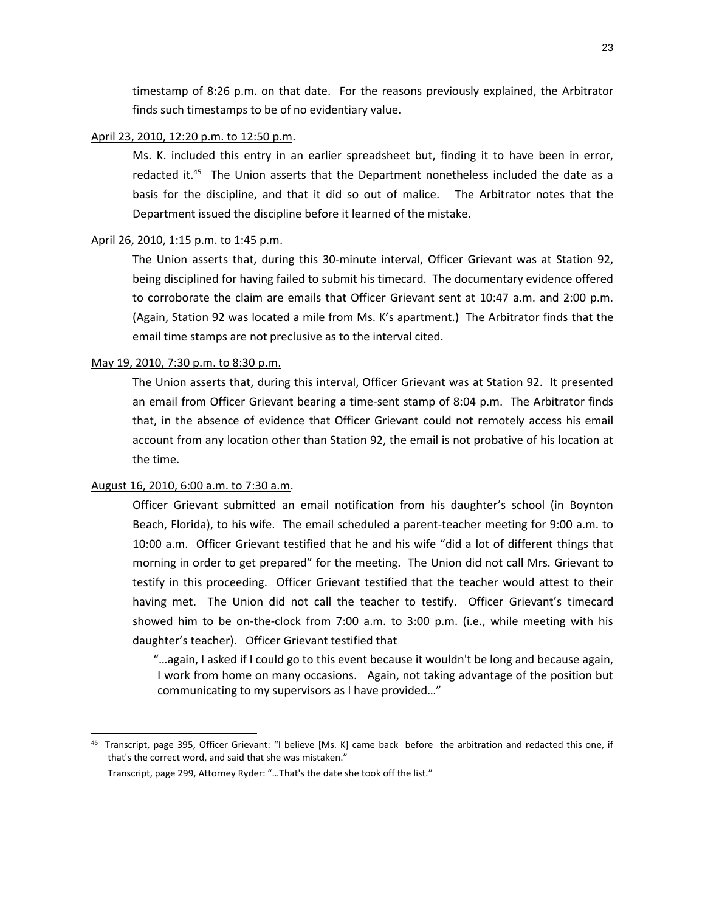timestamp of 8:26 p.m. on that date. For the reasons previously explained, the Arbitrator finds such timestamps to be of no evidentiary value.

<u>April 23, 2010, 12:20 p.m. to 12:50 p.m</u>.

Ms. K. included this entry in an earlier spreadsheet but, finding it to have been in error, redacted it.[45] The Union asserts that the Department nonetheless included the date as a basis for the discipline, and that it did so out of malice. The Arbitrator notes that the Department issued the discipline before it learned of the mistake.

<u>April 26, 2010, 1:15 p.m. to 1:45 p.m.</u>

The Union asserts that, during this 30-minute interval, Officer Grievant was at Station 92, being disciplined for having failed to submit his timecard. The documentary evidence offered to corroborate the claim are emails that Officer Grievant sent at 10:47 a.m. and 2:00 p.m. (Again, Station 92 was located a mile from Ms. K's apartment.) The Arbitrator finds that the email time stamps are not preclusive as to the interval cited.

<u>May 19, 2010, 7:30 p.m. to 8:30 p.m.</u>

The Union asserts that, during this interval, Officer Grievant was at Station 92. It presented an email from Officer Grievant bearing a time-sent stamp of 8:04 p.m. The Arbitrator finds that, in the absence of evidence that Officer Grievant could not remotely access his email account from any location other than Station 92, the email is not probative of his location at the time.

<u>August 16, 2010, 6:00 a.m. to 7:30 a.m</u>.

Officer Grievant submitted an email notification from his daughter's school (in Boynton Beach, Florida), to his wife. The email scheduled a parent-teacher meeting for 9:00 a.m. to 10:00 a.m. Officer Grievant testified that he and his wife "did a lot of different things that morning in order to get prepared" for the meeting. The Union did not call Mrs. Grievant to testify in this proceeding. Officer Grievant testified that the teacher would attest to their having met. The Union did not call the teacher to testify. Officer Grievant's timecard showed him to be on-the-clock from 7:00 a.m. to 3:00 p.m. (i.e., while meeting with his daughter's teacher). Officer Grievant testified that

> "…again, I asked if I could go to this event because it wouldn't be long and because again, I work from home on many occasions. Again, not taking advantage of the position but communicating to my supervisors as I have provided…"

---

[45] Transcript, page 395, Officer Grievant: "I believe [Ms. K] came back before the arbitration and redacted this one, if that's the correct word, and said that she was mistaken."

Transcript, page 299, Attorney Ryder: "…That's the date she took off the list."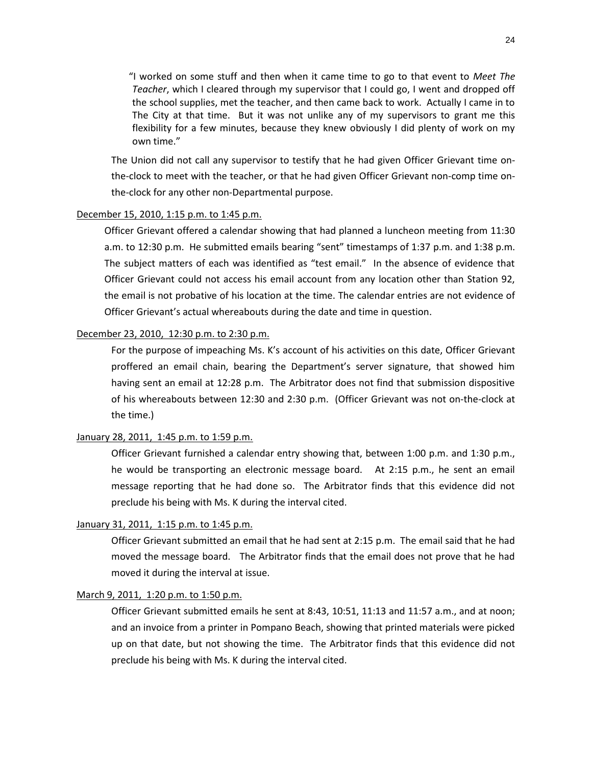> "I worked on some stuff and then when it came time to go to that event to *Meet The Teacher*, which I cleared through my supervisor that I could go, I went and dropped off the school supplies, met the teacher, and then came back to work. Actually I came in to The City at that time. But it was not unlike any of my supervisors to grant me this flexibility for a few minutes, because they knew obviously I did plenty of work on my own time."

The Union did not call any supervisor to testify that he had given Officer Grievant time on-the-clock to meet with the teacher, or that he had given Officer Grievant non-comp time on-the-clock for any other non-Departmental purpose.

<u>December 15, 2010, 1:15 p.m. to 1:45 p.m.</u>

Officer Grievant offered a calendar showing that had planned a luncheon meeting from 11:30 a.m. to 12:30 p.m. He submitted emails bearing "sent" timestamps of 1:37 p.m. and 1:38 p.m. The subject matters of each was identified as "test email." In the absence of evidence that Officer Grievant could not access his email account from any location other than Station 92, the email is not probative of his location at the time. The calendar entries are not evidence of Officer Grievant's actual whereabouts during the date and time in question.

<u>December 23, 2010, 12:30 p.m. to 2:30 p.m.</u>

For the purpose of impeaching Ms. K's account of his activities on this date, Officer Grievant proffered an email chain, bearing the Department's server signature, that showed him having sent an email at 12:28 p.m. The Arbitrator does not find that submission dispositive of his whereabouts between 12:30 and 2:30 p.m. (Officer Grievant was not on-the-clock at the time.)

<u>January 28, 2011, 1:45 p.m. to 1:59 p.m.</u>

Officer Grievant furnished a calendar entry showing that, between 1:00 p.m. and 1:30 p.m., he would be transporting an electronic message board. At 2:15 p.m., he sent an email message reporting that he had done so. The Arbitrator finds that this evidence did not preclude his being with Ms. K during the interval cited.

<u>January 31, 2011, 1:15 p.m. to 1:45 p.m.</u>

Officer Grievant submitted an email that he had sent at 2:15 p.m. The email said that he had moved the message board. The Arbitrator finds that the email does not prove that he had moved it during the interval at issue.

<u>March 9, 2011, 1:20 p.m. to 1:50 p.m.</u>

Officer Grievant submitted emails he sent at 8:43, 10:51, 11:13 and 11:57 a.m., and at noon; and an invoice from a printer in Pompano Beach, showing that printed materials were picked up on that date, but not showing the time. The Arbitrator finds that this evidence did not preclude his being with Ms. K during the interval cited.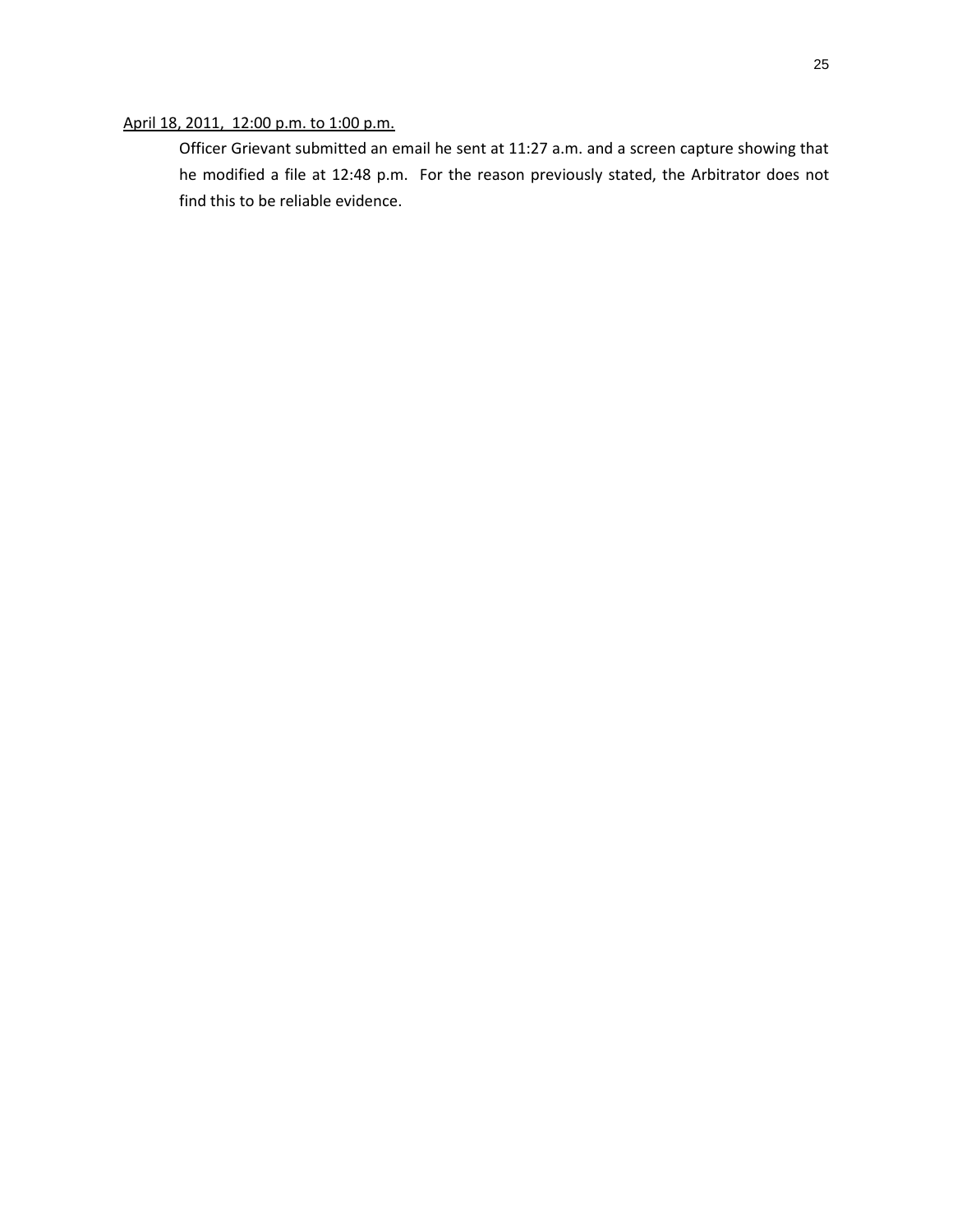<u>April 18, 2011, 12:00 p.m. to 1:00 p.m.</u>

Officer Grievant submitted an email he sent at 11:27 a.m. and a screen capture showing that he modified a file at 12:48 p.m. For the reason previously stated, the Arbitrator does not find this to be reliable evidence.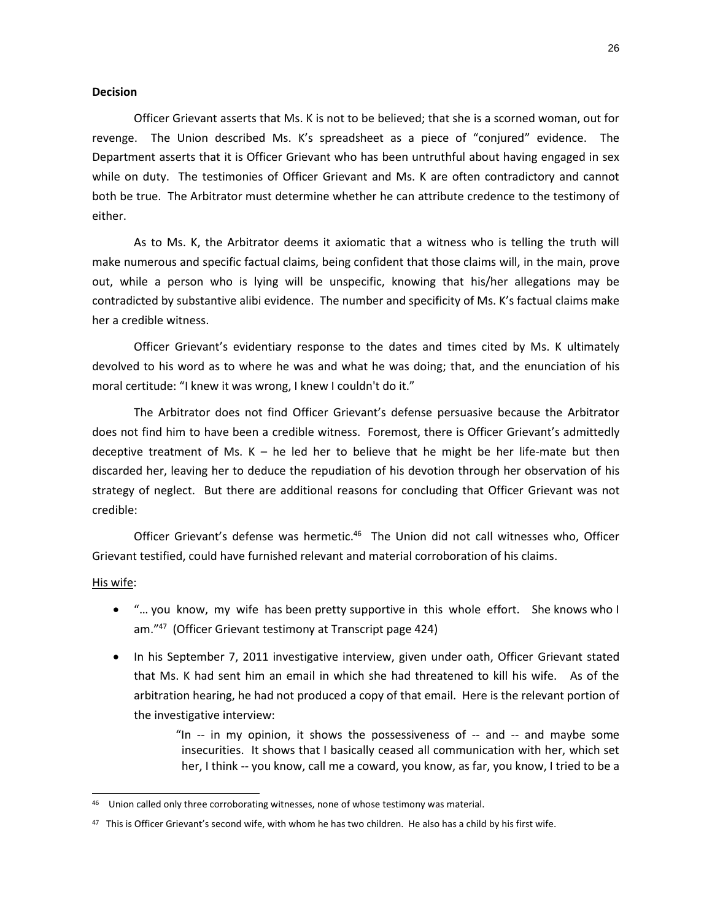**Decision**

Officer Grievant asserts that Ms. K is not to be believed; that she is a scorned woman, out for revenge. The Union described Ms. K's spreadsheet as a piece of "conjured" evidence. The Department asserts that it is Officer Grievant who has been untruthful about having engaged in sex while on duty. The testimonies of Officer Grievant and Ms. K are often contradictory and cannot both be true. The Arbitrator must determine whether he can attribute credence to the testimony of either.

As to Ms. K, the Arbitrator deems it axiomatic that a witness who is telling the truth will make numerous and specific factual claims, being confident that those claims will, in the main, prove out, while a person who is lying will be unspecific, knowing that his/her allegations may be contradicted by substantive alibi evidence. The number and specificity of Ms. K's factual claims make her a credible witness.

Officer Grievant's evidentiary response to the dates and times cited by Ms. K ultimately devolved to his word as to where he was and what he was doing; that, and the enunciation of his moral certitude: "I knew it was wrong, I knew I couldn't do it."

The Arbitrator does not find Officer Grievant's defense persuasive because the Arbitrator does not find him to have been a credible witness. Foremost, there is Officer Grievant's admittedly deceptive treatment of Ms. K – he led her to believe that he might be her life-mate but then discarded her, leaving her to deduce the repudiation of his devotion through her observation of his strategy of neglect. But there are additional reasons for concluding that Officer Grievant was not credible:

Officer Grievant's defense was hermetic.[46] The Union did not call witnesses who, Officer Grievant testified, could have furnished relevant and material corroboration of his claims.

His wife:

- "… you know, my wife has been pretty supportive in this whole effort. She knows who I am."[47] (Officer Grievant testimony at Transcript page 424)
- In his September 7, 2011 investigative interview, given under oath, Officer Grievant stated that Ms. K had sent him an email in which she had threatened to kill his wife. As of the arbitration hearing, he had not produced a copy of that email. Here is the relevant portion of the investigative interview:

  > "In -- in my opinion, it shows the possessiveness of -- and -- and maybe some insecurities. It shows that I basically ceased all communication with her, which set her, I think -- you know, call me a coward, you know, as far, you know, I tried to be a

---

[46] Union called only three corroborating witnesses, none of whose testimony was material.

[47] This is Officer Grievant's second wife, with whom he has two children. He also has a child by his first wife.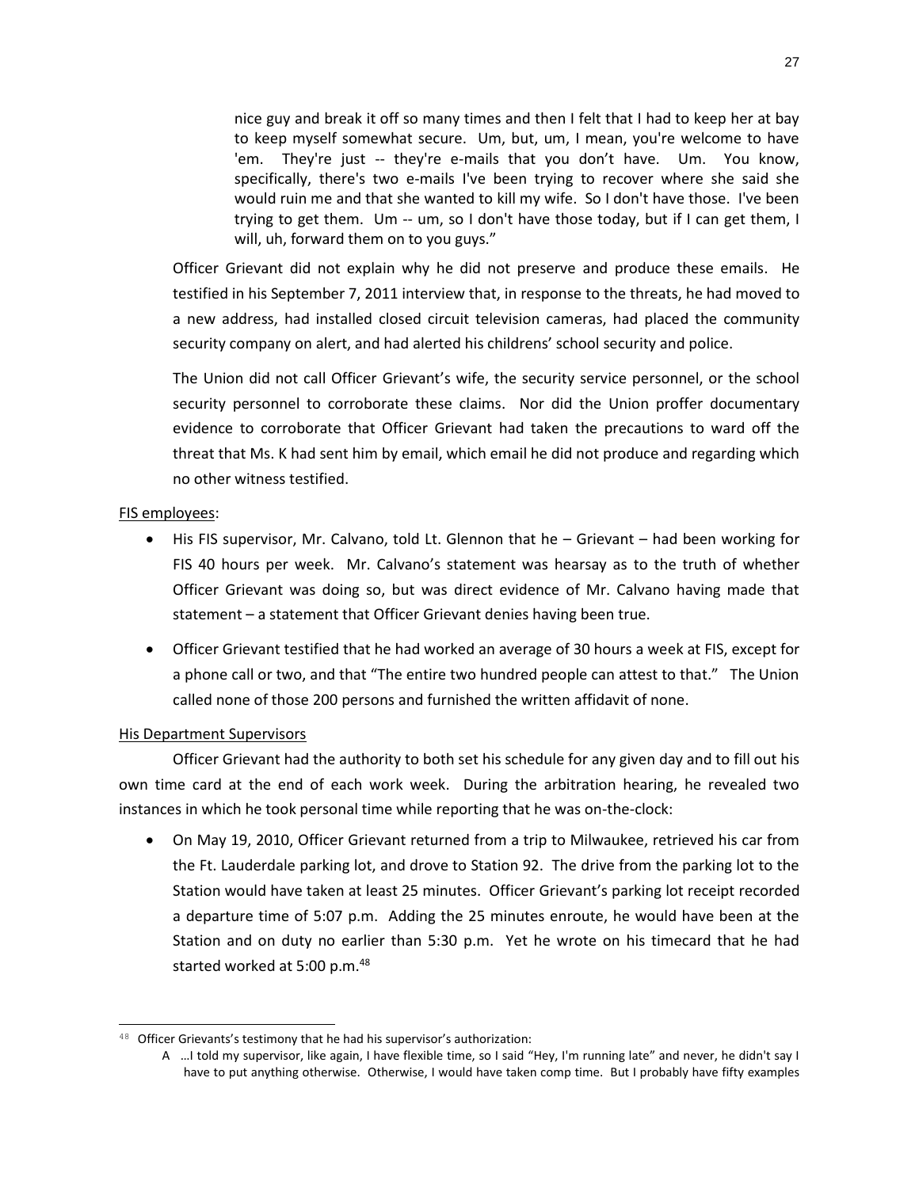> nice guy and break it off so many times and then I felt that I had to keep her at bay to keep myself somewhat secure. Um, but, um, I mean, you're welcome to have 'em. They're just -- they're e-mails that you don't have. Um. You know, specifically, there's two e-mails I've been trying to recover where she said she would ruin me and that she wanted to kill my wife. So I don't have those. I've been trying to get them. Um -- um, so I don't have those today, but if I can get them, I will, uh, forward them on to you guys."

Officer Grievant did not explain why he did not preserve and produce these emails. He testified in his September 7, 2011 interview that, in response to the threats, he had moved to a new address, had installed closed circuit television cameras, had placed the community security company on alert, and had alerted his childrens' school security and police.

The Union did not call Officer Grievant's wife, the security service personnel, or the school security personnel to corroborate these claims. Nor did the Union proffer documentary evidence to corroborate that Officer Grievant had taken the precautions to ward off the threat that Ms. K had sent him by email, which email he did not produce and regarding which no other witness testified.

<u>FIS employees</u>:

- His FIS supervisor, Mr. Calvano, told Lt. Glennon that he – Grievant – had been working for FIS 40 hours per week. Mr. Calvano's statement was hearsay as to the truth of whether Officer Grievant was doing so, but was direct evidence of Mr. Calvano having made that statement – a statement that Officer Grievant denies having been true.
- Officer Grievant testified that he had worked an average of 30 hours a week at FIS, except for a phone call or two, and that "The entire two hundred people can attest to that." The Union called none of those 200 persons and furnished the written affidavit of none.

<u>His Department Supervisors</u>

Officer Grievant had the authority to both set his schedule for any given day and to fill out his own time card at the end of each work week. During the arbitration hearing, he revealed two instances in which he took personal time while reporting that he was on-the-clock:

- On May 19, 2010, Officer Grievant returned from a trip to Milwaukee, retrieved his car from the Ft. Lauderdale parking lot, and drove to Station 92. The drive from the parking lot to the Station would have taken at least 25 minutes. Officer Grievant's parking lot receipt recorded a departure time of 5:07 p.m. Adding the 25 minutes enroute, he would have been at the Station and on duty no earlier than 5:30 p.m. Yet he wrote on his timecard that he had started worked at 5:00 p.m.[48]

---

[48] Officer Grievants's testimony that he had his supervisor's authorization:

A …I told my supervisor, like again, I have flexible time, so I said "Hey, I'm running late" and never, he didn't say I have to put anything otherwise. Otherwise, I would have taken comp time. But I probably have fifty examples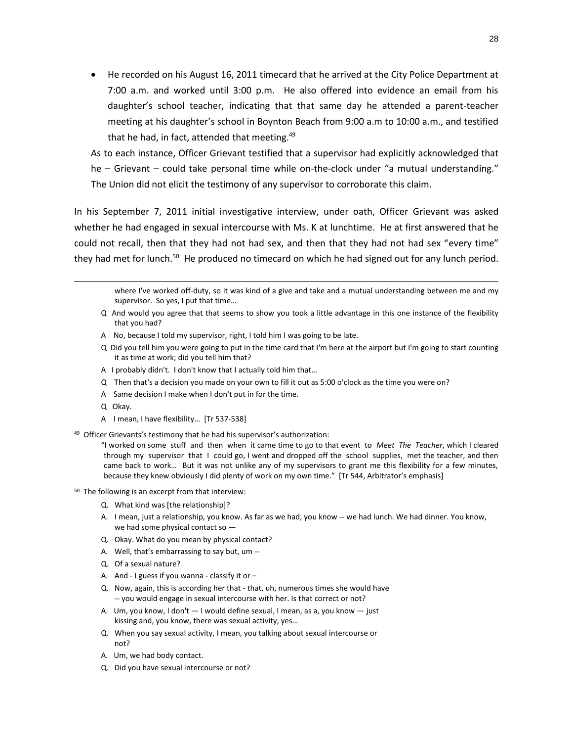- He recorded on his August 16, 2011 timecard that he arrived at the City Police Department at 7:00 a.m. and worked until 3:00 p.m. He also offered into evidence an email from his daughter's school teacher, indicating that that same day he attended a parent-teacher meeting at his daughter's school in Boynton Beach from 9:00 a.m to 10:00 a.m., and testified that he had, in fact, attended that meeting.[49]

As to each instance, Officer Grievant testified that a supervisor had explicitly acknowledged that he – Grievant – could take personal time while on-the-clock under "a mutual understanding." The Union did not elicit the testimony of any supervisor to corroborate this claim.

In his September 7, 2011 initial investigative interview, under oath, Officer Grievant was asked whether he had engaged in sexual intercourse with Ms. K at lunchtime. He at first answered that he could not recall, then that they had not had sex, and then that they had not had sex "every time" they had met for lunch.[50] He produced no timecard on which he had signed out for any lunch period.

---

where I've worked off-duty, so it was kind of a give and take and a mutual understanding between me and my supervisor. So yes, I put that time…

Q And would you agree that that seems to show you took a little advantage in this one instance of the flexibility that you had?

A No, because I told my supervisor, right, I told him I was going to be late.

Q Did you tell him you were going to put in the time card that I'm here at the airport but I'm going to start counting it as time at work; did you tell him that?

A I probably didn't. I don't know that I actually told him that…

Q Then that's a decision you made on your own to fill it out as 5:00 o'clock as the time you were on?

A Same decision I make when I don't put in for the time.

Q Okay.

A I mean, I have flexibility… [Tr 537-538]

[49] Officer Grievants's testimony that he had his supervisor's authorization:

"I worked on some stuff and then when it came time to go to that event to *Meet The Teacher*, which I cleared through my supervisor that I could go, I went and dropped off the school supplies, met the teacher, and then came back to work… But it was not unlike any of my supervisors to grant me this flexibility for a few minutes, because they knew obviously I did plenty of work on my own time." [Tr 544, Arbitrator's emphasis]

[50] The following is an excerpt from that interview:

Q. What kind was [the relationship]?

A. I mean, just a relationship, you know. As far as we had, you know -- we had lunch. We had dinner. You know, we had some physical contact so —

Q. Okay. What do you mean by physical contact?

A. Well, that's embarrassing to say but, um --

Q. Of a sexual nature?

A. And - I guess if you wanna - classify it or –

Q. Now, again, this is according her that - that, uh, numerous times she would have -- you would engage in sexual intercourse with her. Is that correct or not?

A. Um, you know, I don't — I would define sexual, I mean, as a, you know — just kissing and, you know, there was sexual activity, yes…

Q. When you say sexual activity, I mean, you talking about sexual intercourse or not?

A. Um, we had body contact.

Q. Did you have sexual intercourse or not?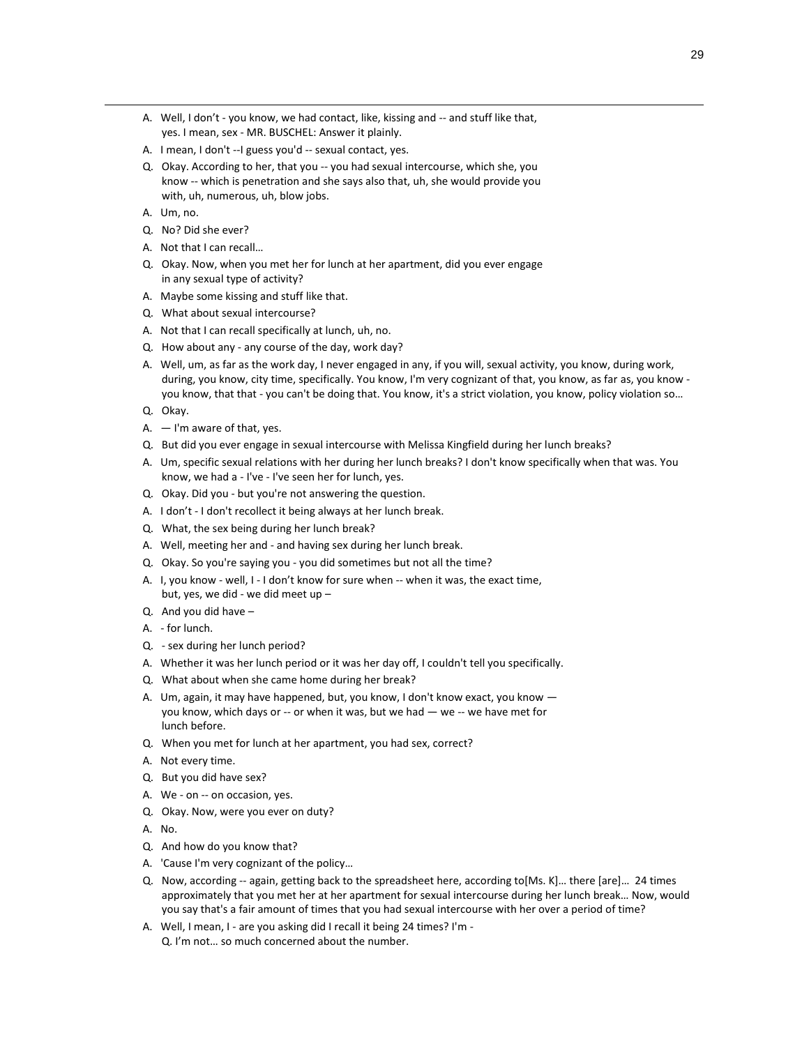- A. Well, I don't - you know, we had contact, like, kissing and -- and stuff like that, yes. I mean, sex - MR. BUSCHEL: Answer it plainly.
- A. I mean, I don't --I guess you'd -- sexual contact, yes.
- Q. Okay. According to her, that you -- you had sexual intercourse, which she, you know -- which is penetration and she says also that, uh, she would provide you with, uh, numerous, uh, blow jobs.
- A. Um, no.
- Q. No? Did she ever?
- A. Not that I can recall…
- Q. Okay. Now, when you met her for lunch at her apartment, did you ever engage in any sexual type of activity?
- A. Maybe some kissing and stuff like that.
- Q. What about sexual intercourse?
- A. Not that I can recall specifically at lunch, uh, no.
- Q. How about any - any course of the day, work day?
- A. Well, um, as far as the work day, I never engaged in any, if you will, sexual activity, you know, during work, during, you know, city time, specifically. You know, I'm very cognizant of that, you know, as far as, you know - you know, that that - you can't be doing that. You know, it's a strict violation, you know, policy violation so…
- Q. Okay.
- A. — I'm aware of that, yes.
- Q. But did you ever engage in sexual intercourse with Melissa Kingfield during her lunch breaks?
- A. Um, specific sexual relations with her during her lunch breaks? I don't know specifically when that was. You know, we had a - I've - I've seen her for lunch, yes.
- Q. Okay. Did you - but you're not answering the question.
- A. I don't - I don't recollect it being always at her lunch break.
- Q. What, the sex being during her lunch break?
- A. Well, meeting her and - and having sex during her lunch break.
- Q. Okay. So you're saying you - you did sometimes but not all the time?
- A. I, you know - well, I - I don't know for sure when -- when it was, the exact time, but, yes, we did - we did meet up –
- Q. And you did have –
- A. - for lunch.
- Q. - sex during her lunch period?
- A. Whether it was her lunch period or it was her day off, I couldn't tell you specifically.
- Q. What about when she came home during her break?
- A. Um, again, it may have happened, but, you know, I don't know exact, you know — you know, which days or -- or when it was, but we had — we -- we have met for lunch before.
- Q. When you met for lunch at her apartment, you had sex, correct?
- A. Not every time.
- Q. But you did have sex?
- A. We - on -- on occasion, yes.
- Q. Okay. Now, were you ever on duty?
- A. No.
- Q. And how do you know that?
- A. 'Cause I'm very cognizant of the policy…
- Q. Now, according -- again, getting back to the spreadsheet here, according to[Ms. K]… there [are]… 24 times approximately that you met her at her apartment for sexual intercourse during her lunch break… Now, would you say that's a fair amount of times that you had sexual intercourse with her over a period of time?
- A. Well, I mean, I - are you asking did I recall it being 24 times? I'm -
  Q. I'm not… so much concerned about the number.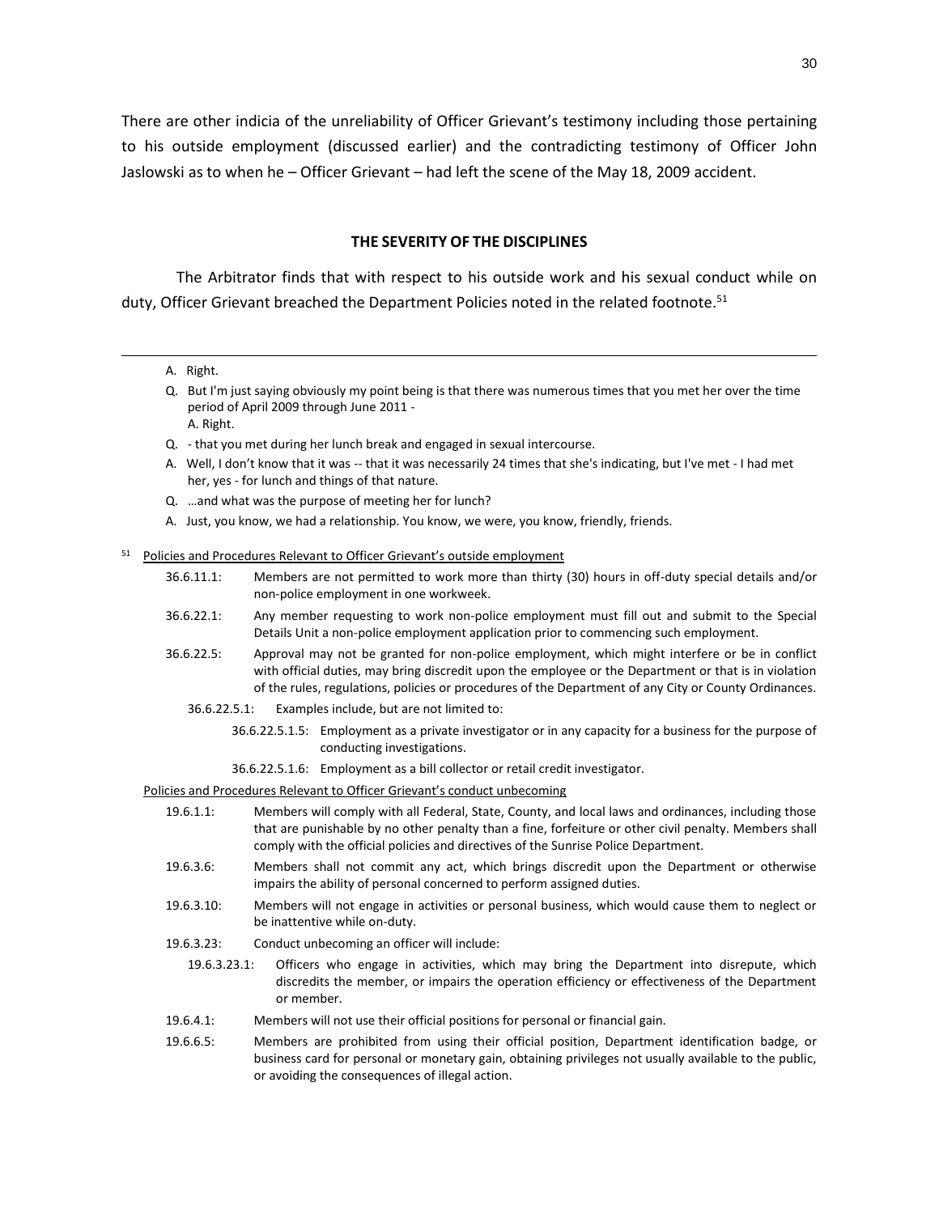There are other indicia of the unreliability of Officer Grievant's testimony including those pertaining to his outside employment (discussed earlier) and the contradicting testimony of Officer John Jaslowski as to when he – Officer Grievant – had left the scene of the May 18, 2009 accident.

## THE SEVERITY OF THE DISCIPLINES

The Arbitrator finds that with respect to his outside work and his sexual conduct while on duty, Officer Grievant breached the Department Policies noted in the related footnote.[51]

---

A. Right.

Q. But I'm just saying obviously my point being is that there was numerous times that you met her over the time period of April 2009 through June 2011 -
A. Right.

Q. - that you met during her lunch break and engaged in sexual intercourse.

A. Well, I don't know that it was -- that it was necessarily 24 times that she's indicating, but I've met - I had met her, yes - for lunch and things of that nature.

Q. …and what was the purpose of meeting her for lunch?

A. Just, you know, we had a relationship. You know, we were, you know, friendly, friends.

[51] Policies and Procedures Relevant to Officer Grievant's outside employment

36.6.11.1: Members are not permitted to work more than thirty (30) hours in off-duty special details and/or non-police employment in one workweek.

36.6.22.1: Any member requesting to work non-police employment must fill out and submit to the Special Details Unit a non-police employment application prior to commencing such employment.

36.6.22.5: Approval may not be granted for non-police employment, which might interfere or be in conflict with official duties, may bring discredit upon the employee or the Department or that is in violation of the rules, regulations, policies or procedures of the Department of any City or County Ordinances.

36.6.22.5.1: Examples include, but are not limited to:

36.6.22.5.1.5: Employment as a private investigator or in any capacity for a business for the purpose of conducting investigations.

36.6.22.5.1.6: Employment as a bill collector or retail credit investigator.

Policies and Procedures Relevant to Officer Grievant's conduct unbecoming

19.6.1.1: Members will comply with all Federal, State, County, and local laws and ordinances, including those that are punishable by no other penalty than a fine, forfeiture or other civil penalty. Members shall comply with the official policies and directives of the Sunrise Police Department.

19.6.3.6: Members shall not commit any act, which brings discredit upon the Department or otherwise impairs the ability of personal concerned to perform assigned duties.

19.6.3.10: Members will not engage in activities or personal business, which would cause them to neglect or be inattentive while on-duty.

19.6.3.23: Conduct unbecoming an officer will include:

19.6.3.23.1: Officers who engage in activities, which may bring the Department into disrepute, which discredits the member, or impairs the operation efficiency or effectiveness of the Department or member.

19.6.4.1: Members will not use their official positions for personal or financial gain.

19.6.6.5: Members are prohibited from using their official position, Department identification badge, or business card for personal or monetary gain, obtaining privileges not usually available to the public, or avoiding the consequences of illegal action.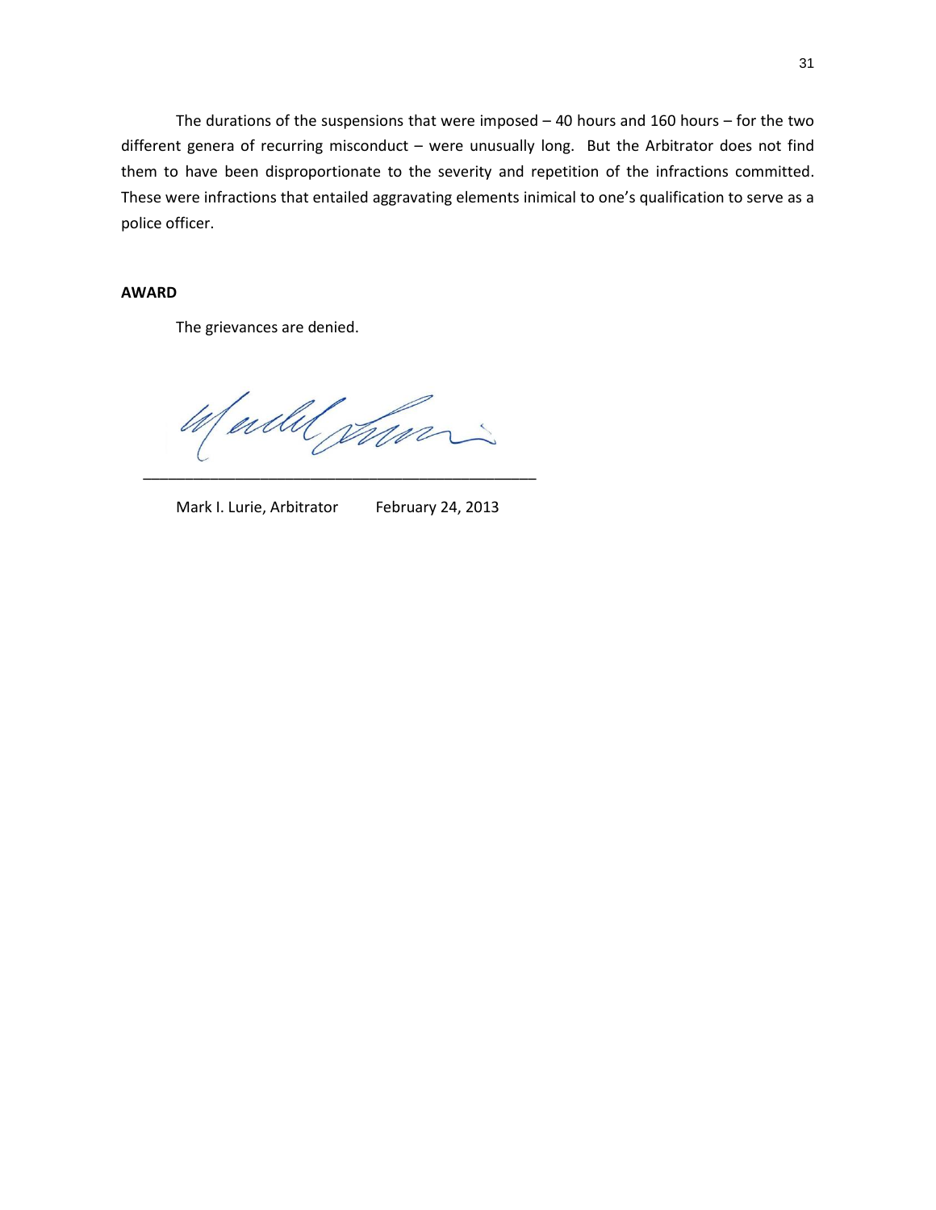The durations of the suspensions that were imposed – 40 hours and 160 hours – for the two different genera of recurring misconduct – were unusually long. But the Arbitrator does not find them to have been disproportionate to the severity and repetition of the infractions committed. These were infractions that entailed aggravating elements inimical to one's qualification to serve as a police officer.

**AWARD**

The grievances are denied.

\_\_\_\_\_\_\_\_\_\_\_\_\_\_\_\_\_\_\_\_\_\_\_\_\_\_\_\_\_\_\_\_\_\_\_\_\_\_\_\_\_\_\_\_

Mark I. Lurie, Arbitrator February 24, 2013